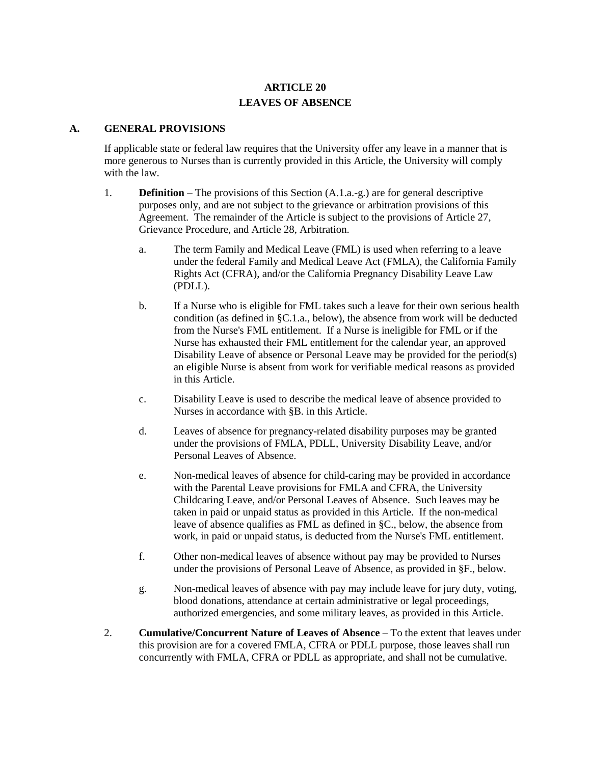# ARTICLE 20
## LEAVES OF ABSENCE

### A. GENERAL PROVISIONS

If applicable state or federal law requires that the University offer any leave in a manner that is more generous to Nurses than is currently provided in this Article, the University will comply with the law.

1. **Definition** – The provisions of this Section (A.1.a.-g.) are for general descriptive purposes only, and are not subject to the grievance or arbitration provisions of this Agreement. The remainder of the Article is subject to the provisions of Article 27, Grievance Procedure, and Article 28, Arbitration.

    a. The term Family and Medical Leave (FML) is used when referring to a leave under the federal Family and Medical Leave Act (FMLA), the California Family Rights Act (CFRA), and/or the California Pregnancy Disability Leave Law (PDLL).

    b. If a Nurse who is eligible for FML takes such a leave for their own serious health condition (as defined in §C.1.a., below), the absence from work will be deducted from the Nurse's FML entitlement. If a Nurse is ineligible for FML or if the Nurse has exhausted their FML entitlement for the calendar year, an approved Disability Leave of absence or Personal Leave may be provided for the period(s) an eligible Nurse is absent from work for verifiable medical reasons as provided in this Article.

    c. Disability Leave is used to describe the medical leave of absence provided to Nurses in accordance with §B. in this Article.

    d. Leaves of absence for pregnancy-related disability purposes may be granted under the provisions of FMLA, PDLL, University Disability Leave, and/or Personal Leaves of Absence.

    e. Non-medical leaves of absence for child-caring may be provided in accordance with the Parental Leave provisions for FMLA and CFRA, the University Childcaring Leave, and/or Personal Leaves of Absence. Such leaves may be taken in paid or unpaid status as provided in this Article. If the non-medical leave of absence qualifies as FML as defined in §C., below, the absence from work, in paid or unpaid status, is deducted from the Nurse's FML entitlement.

    f. Other non-medical leaves of absence without pay may be provided to Nurses under the provisions of Personal Leave of Absence, as provided in §F., below.

    g. Non-medical leaves of absence with pay may include leave for jury duty, voting, blood donations, attendance at certain administrative or legal proceedings, authorized emergencies, and some military leaves, as provided in this Article.

2. **Cumulative/Concurrent Nature of Leaves of Absence** – To the extent that leaves under this provision are for a covered FMLA, CFRA or PDLL purpose, those leaves shall run concurrently with FMLA, CFRA or PDLL as appropriate, and shall not be cumulative.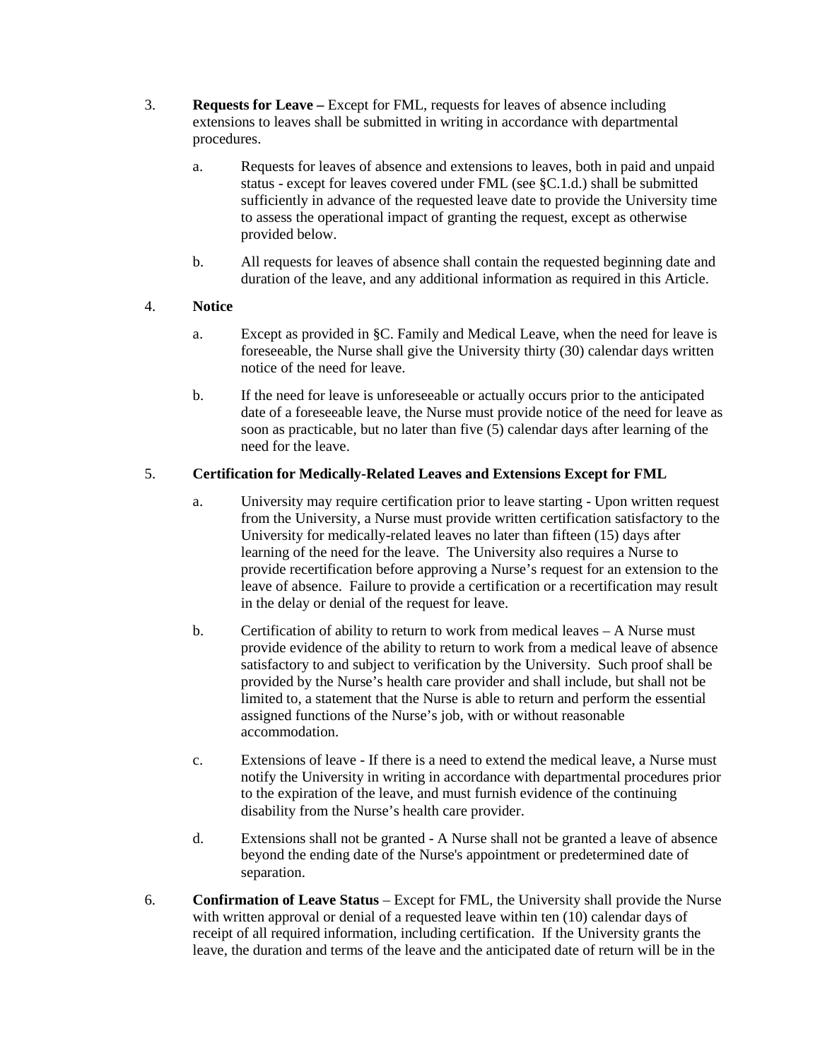3. **Requests for Leave –** Except for FML, requests for leaves of absence including extensions to leaves shall be submitted in writing in accordance with departmental procedures.

   a. Requests for leaves of absence and extensions to leaves, both in paid and unpaid status - except for leaves covered under FML (see §C.1.d.) shall be submitted sufficiently in advance of the requested leave date to provide the University time to assess the operational impact of granting the request, except as otherwise provided below.

   b. All requests for leaves of absence shall contain the requested beginning date and duration of the leave, and any additional information as required in this Article.

4. **Notice**

   a. Except as provided in §C. Family and Medical Leave, when the need for leave is foreseeable, the Nurse shall give the University thirty (30) calendar days written notice of the need for leave.

   b. If the need for leave is unforeseeable or actually occurs prior to the anticipated date of a foreseeable leave, the Nurse must provide notice of the need for leave as soon as practicable, but no later than five (5) calendar days after learning of the need for the leave.

5. **Certification for Medically-Related Leaves and Extensions Except for FML**

   a. University may require certification prior to leave starting - Upon written request from the University, a Nurse must provide written certification satisfactory to the University for medically-related leaves no later than fifteen (15) days after learning of the need for the leave. The University also requires a Nurse to provide recertification before approving a Nurse's request for an extension to the leave of absence. Failure to provide a certification or a recertification may result in the delay or denial of the request for leave.

   b. Certification of ability to return to work from medical leaves – A Nurse must provide evidence of the ability to return to work from a medical leave of absence satisfactory to and subject to verification by the University. Such proof shall be provided by the Nurse's health care provider and shall include, but shall not be limited to, a statement that the Nurse is able to return and perform the essential assigned functions of the Nurse's job, with or without reasonable accommodation.

   c. Extensions of leave - If there is a need to extend the medical leave, a Nurse must notify the University in writing in accordance with departmental procedures prior to the expiration of the leave, and must furnish evidence of the continuing disability from the Nurse's health care provider.

   d. Extensions shall not be granted - A Nurse shall not be granted a leave of absence beyond the ending date of the Nurse's appointment or predetermined date of separation.

6. **Confirmation of Leave Status** – Except for FML, the University shall provide the Nurse with written approval or denial of a requested leave within ten (10) calendar days of receipt of all required information, including certification. If the University grants the leave, the duration and terms of the leave and the anticipated date of return will be in the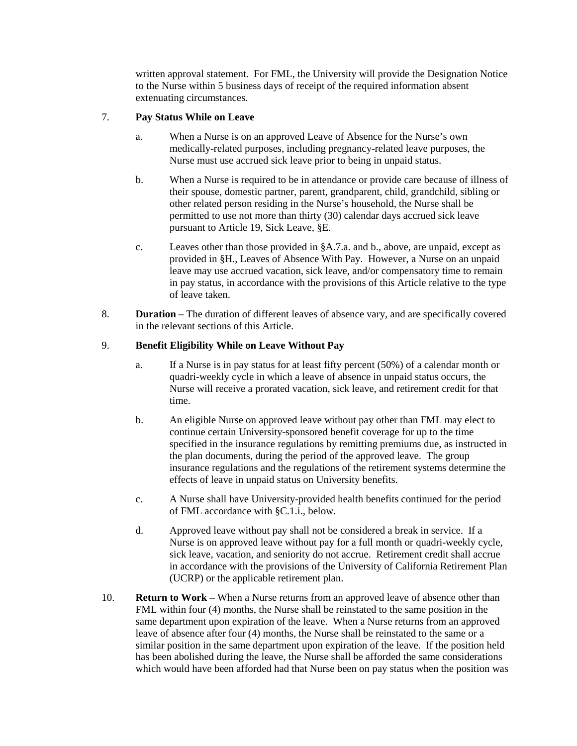written approval statement. For FML, the University will provide the Designation Notice to the Nurse within 5 business days of receipt of the required information absent extenuating circumstances.

7. **Pay Status While on Leave**

   a. When a Nurse is on an approved Leave of Absence for the Nurse's own medically-related purposes, including pregnancy-related leave purposes, the Nurse must use accrued sick leave prior to being in unpaid status.

   b. When a Nurse is required to be in attendance or provide care because of illness of their spouse, domestic partner, parent, grandparent, child, grandchild, sibling or other related person residing in the Nurse's household, the Nurse shall be permitted to use not more than thirty (30) calendar days accrued sick leave pursuant to Article 19, Sick Leave, §E.

   c. Leaves other than those provided in §A.7.a. and b., above, are unpaid, except as provided in §H., Leaves of Absence With Pay. However, a Nurse on an unpaid leave may use accrued vacation, sick leave, and/or compensatory time to remain in pay status, in accordance with the provisions of this Article relative to the type of leave taken.

8. **Duration –** The duration of different leaves of absence vary, and are specifically covered in the relevant sections of this Article.

9. **Benefit Eligibility While on Leave Without Pay**

   a. If a Nurse is in pay status for at least fifty percent (50%) of a calendar month or quadri-weekly cycle in which a leave of absence in unpaid status occurs, the Nurse will receive a prorated vacation, sick leave, and retirement credit for that time.

   b. An eligible Nurse on approved leave without pay other than FML may elect to continue certain University-sponsored benefit coverage for up to the time specified in the insurance regulations by remitting premiums due, as instructed in the plan documents, during the period of the approved leave. The group insurance regulations and the regulations of the retirement systems determine the effects of leave in unpaid status on University benefits.

   c. A Nurse shall have University-provided health benefits continued for the period of FML accordance with §C.1.i., below.

   d. Approved leave without pay shall not be considered a break in service. If a Nurse is on approved leave without pay for a full month or quadri-weekly cycle, sick leave, vacation, and seniority do not accrue. Retirement credit shall accrue in accordance with the provisions of the University of California Retirement Plan (UCRP) or the applicable retirement plan.

10. **Return to Work** – When a Nurse returns from an approved leave of absence other than FML within four (4) months, the Nurse shall be reinstated to the same position in the same department upon expiration of the leave. When a Nurse returns from an approved leave of absence after four (4) months, the Nurse shall be reinstated to the same or a similar position in the same department upon expiration of the leave. If the position held has been abolished during the leave, the Nurse shall be afforded the same considerations which would have been afforded had that Nurse been on pay status when the position was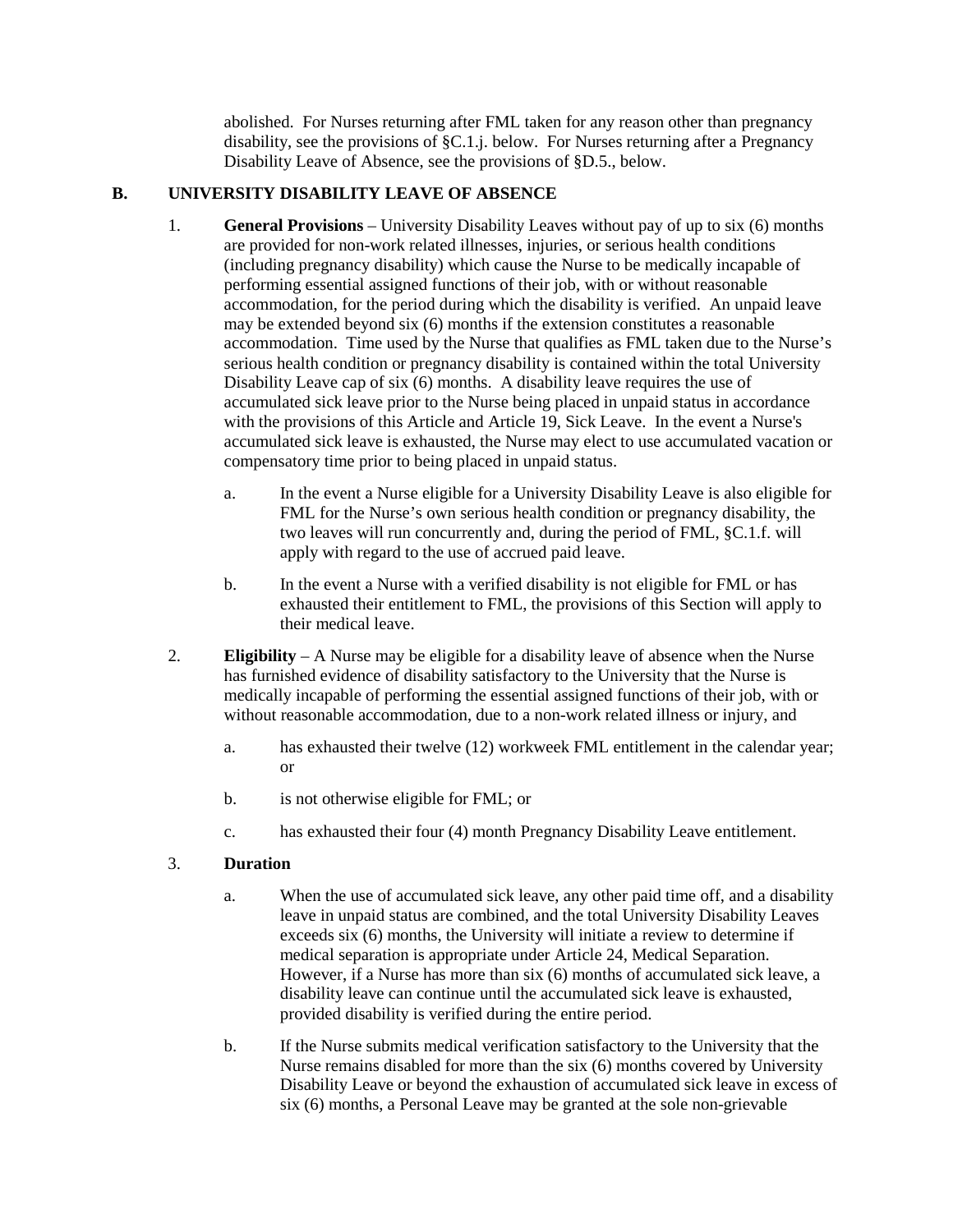abolished. For Nurses returning after FML taken for any reason other than pregnancy disability, see the provisions of §C.1.j. below. For Nurses returning after a Pregnancy Disability Leave of Absence, see the provisions of §D.5., below.

## B. UNIVERSITY DISABILITY LEAVE OF ABSENCE

1. **General Provisions** – University Disability Leaves without pay of up to six (6) months are provided for non-work related illnesses, injuries, or serious health conditions (including pregnancy disability) which cause the Nurse to be medically incapable of performing essential assigned functions of their job, with or without reasonable accommodation, for the period during which the disability is verified. An unpaid leave may be extended beyond six (6) months if the extension constitutes a reasonable accommodation. Time used by the Nurse that qualifies as FML taken due to the Nurse's serious health condition or pregnancy disability is contained within the total University Disability Leave cap of six (6) months. A disability leave requires the use of accumulated sick leave prior to the Nurse being placed in unpaid status in accordance with the provisions of this Article and Article 19, Sick Leave. In the event a Nurse's accumulated sick leave is exhausted, the Nurse may elect to use accumulated vacation or compensatory time prior to being placed in unpaid status.

   a. In the event a Nurse eligible for a University Disability Leave is also eligible for FML for the Nurse's own serious health condition or pregnancy disability, the two leaves will run concurrently and, during the period of FML, §C.1.f. will apply with regard to the use of accrued paid leave.

   b. In the event a Nurse with a verified disability is not eligible for FML or has exhausted their entitlement to FML, the provisions of this Section will apply to their medical leave.

2. **Eligibility** – A Nurse may be eligible for a disability leave of absence when the Nurse has furnished evidence of disability satisfactory to the University that the Nurse is medically incapable of performing the essential assigned functions of their job, with or without reasonable accommodation, due to a non-work related illness or injury, and

   a. has exhausted their twelve (12) workweek FML entitlement in the calendar year; or

   b. is not otherwise eligible for FML; or

   c. has exhausted their four (4) month Pregnancy Disability Leave entitlement.

3. **Duration**

   a. When the use of accumulated sick leave, any other paid time off, and a disability leave in unpaid status are combined, and the total University Disability Leaves exceeds six (6) months, the University will initiate a review to determine if medical separation is appropriate under Article 24, Medical Separation. However, if a Nurse has more than six (6) months of accumulated sick leave, a disability leave can continue until the accumulated sick leave is exhausted, provided disability is verified during the entire period.

   b. If the Nurse submits medical verification satisfactory to the University that the Nurse remains disabled for more than the six (6) months covered by University Disability Leave or beyond the exhaustion of accumulated sick leave in excess of six (6) months, a Personal Leave may be granted at the sole non-grievable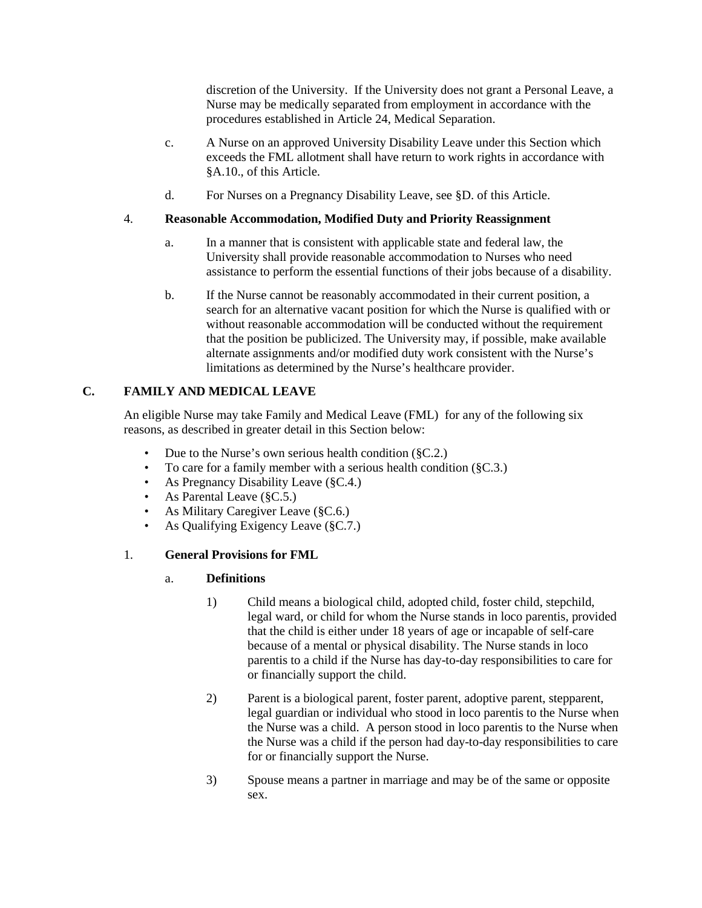discretion of the University. If the University does not grant a Personal Leave, a Nurse may be medically separated from employment in accordance with the procedures established in Article 24, Medical Separation.

c. A Nurse on an approved University Disability Leave under this Section which exceeds the FML allotment shall have return to work rights in accordance with §A.10., of this Article.

d. For Nurses on a Pregnancy Disability Leave, see §D. of this Article.

4. **Reasonable Accommodation, Modified Duty and Priority Reassignment**

a. In a manner that is consistent with applicable state and federal law, the University shall provide reasonable accommodation to Nurses who need assistance to perform the essential functions of their jobs because of a disability.

b. If the Nurse cannot be reasonably accommodated in their current position, a search for an alternative vacant position for which the Nurse is qualified with or without reasonable accommodation will be conducted without the requirement that the position be publicized. The University may, if possible, make available alternate assignments and/or modified duty work consistent with the Nurse's limitations as determined by the Nurse's healthcare provider.

## C. FAMILY AND MEDICAL LEAVE

An eligible Nurse may take Family and Medical Leave (FML) for any of the following six reasons, as described in greater detail in this Section below:

- Due to the Nurse's own serious health condition (§C.2.)
- To care for a family member with a serious health condition (§C.3.)
- As Pregnancy Disability Leave (§C.4.)
- As Parental Leave (§C.5.)
- As Military Caregiver Leave (§C.6.)
- As Qualifying Exigency Leave (§C.7.)

1. **General Provisions for FML**

a. **Definitions**

1) Child means a biological child, adopted child, foster child, stepchild, legal ward, or child for whom the Nurse stands in loco parentis, provided that the child is either under 18 years of age or incapable of self-care because of a mental or physical disability. The Nurse stands in loco parentis to a child if the Nurse has day-to-day responsibilities to care for or financially support the child.

2) Parent is a biological parent, foster parent, adoptive parent, stepparent, legal guardian or individual who stood in loco parentis to the Nurse when the Nurse was a child. A person stood in loco parentis to the Nurse when the Nurse was a child if the person had day-to-day responsibilities to care for or financially support the Nurse.

3) Spouse means a partner in marriage and may be of the same or opposite sex.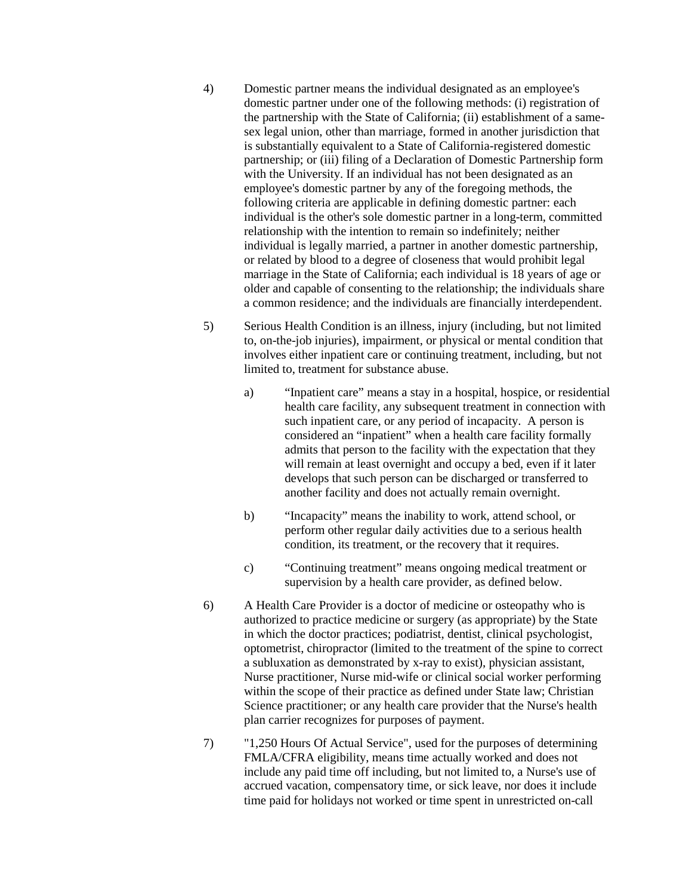4) Domestic partner means the individual designated as an employee's domestic partner under one of the following methods: (i) registration of the partnership with the State of California; (ii) establishment of a same-sex legal union, other than marriage, formed in another jurisdiction that is substantially equivalent to a State of California-registered domestic partnership; or (iii) filing of a Declaration of Domestic Partnership form with the University. If an individual has not been designated as an employee's domestic partner by any of the foregoing methods, the following criteria are applicable in defining domestic partner: each individual is the other's sole domestic partner in a long-term, committed relationship with the intention to remain so indefinitely; neither individual is legally married, a partner in another domestic partnership, or related by blood to a degree of closeness that would prohibit legal marriage in the State of California; each individual is 18 years of age or older and capable of consenting to the relationship; the individuals share a common residence; and the individuals are financially interdependent.

5) Serious Health Condition is an illness, injury (including, but not limited to, on-the-job injuries), impairment, or physical or mental condition that involves either inpatient care or continuing treatment, including, but not limited to, treatment for substance abuse.

   a) "Inpatient care" means a stay in a hospital, hospice, or residential health care facility, any subsequent treatment in connection with such inpatient care, or any period of incapacity. A person is considered an "inpatient" when a health care facility formally admits that person to the facility with the expectation that they will remain at least overnight and occupy a bed, even if it later develops that such person can be discharged or transferred to another facility and does not actually remain overnight.

   b) "Incapacity" means the inability to work, attend school, or perform other regular daily activities due to a serious health condition, its treatment, or the recovery that it requires.

   c) "Continuing treatment" means ongoing medical treatment or supervision by a health care provider, as defined below.

6) A Health Care Provider is a doctor of medicine or osteopathy who is authorized to practice medicine or surgery (as appropriate) by the State in which the doctor practices; podiatrist, dentist, clinical psychologist, optometrist, chiropractor (limited to the treatment of the spine to correct a subluxation as demonstrated by x-ray to exist), physician assistant, Nurse practitioner, Nurse mid-wife or clinical social worker performing within the scope of their practice as defined under State law; Christian Science practitioner; or any health care provider that the Nurse's health plan carrier recognizes for purposes of payment.

7) "1,250 Hours Of Actual Service", used for the purposes of determining FMLA/CFRA eligibility, means time actually worked and does not include any paid time off including, but not limited to, a Nurse's use of accrued vacation, compensatory time, or sick leave, nor does it include time paid for holidays not worked or time spent in unrestricted on-call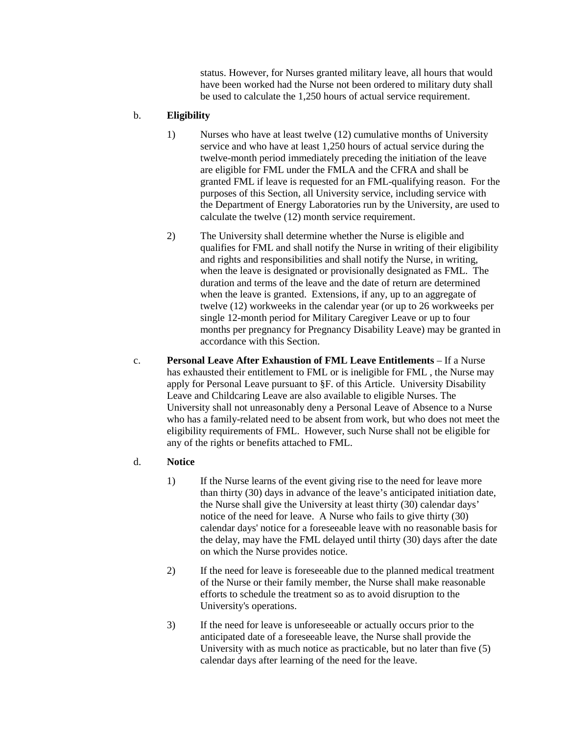status. However, for Nurses granted military leave, all hours that would have been worked had the Nurse not been ordered to military duty shall be used to calculate the 1,250 hours of actual service requirement.

b. **Eligibility**

1) Nurses who have at least twelve (12) cumulative months of University service and who have at least 1,250 hours of actual service during the twelve-month period immediately preceding the initiation of the leave are eligible for FML under the FMLA and the CFRA and shall be granted FML if leave is requested for an FML-qualifying reason. For the purposes of this Section, all University service, including service with the Department of Energy Laboratories run by the University, are used to calculate the twelve (12) month service requirement.

2) The University shall determine whether the Nurse is eligible and qualifies for FML and shall notify the Nurse in writing of their eligibility and rights and responsibilities and shall notify the Nurse, in writing, when the leave is designated or provisionally designated as FML. The duration and terms of the leave and the date of return are determined when the leave is granted. Extensions, if any, up to an aggregate of twelve (12) workweeks in the calendar year (or up to 26 workweeks per single 12-month period for Military Caregiver Leave or up to four months per pregnancy for Pregnancy Disability Leave) may be granted in accordance with this Section.

c. **Personal Leave After Exhaustion of FML Leave Entitlements** – If a Nurse has exhausted their entitlement to FML or is ineligible for FML , the Nurse may apply for Personal Leave pursuant to §F. of this Article. University Disability Leave and Childcaring Leave are also available to eligible Nurses. The University shall not unreasonably deny a Personal Leave of Absence to a Nurse who has a family-related need to be absent from work, but who does not meet the eligibility requirements of FML. However, such Nurse shall not be eligible for any of the rights or benefits attached to FML.

d. **Notice**

1) If the Nurse learns of the event giving rise to the need for leave more than thirty (30) days in advance of the leave's anticipated initiation date, the Nurse shall give the University at least thirty (30) calendar days' notice of the need for leave. A Nurse who fails to give thirty (30) calendar days' notice for a foreseeable leave with no reasonable basis for the delay, may have the FML delayed until thirty (30) days after the date on which the Nurse provides notice.

2) If the need for leave is foreseeable due to the planned medical treatment of the Nurse or their family member, the Nurse shall make reasonable efforts to schedule the treatment so as to avoid disruption to the University's operations.

3) If the need for leave is unforeseeable or actually occurs prior to the anticipated date of a foreseeable leave, the Nurse shall provide the University with as much notice as practicable, but no later than five (5) calendar days after learning of the need for the leave.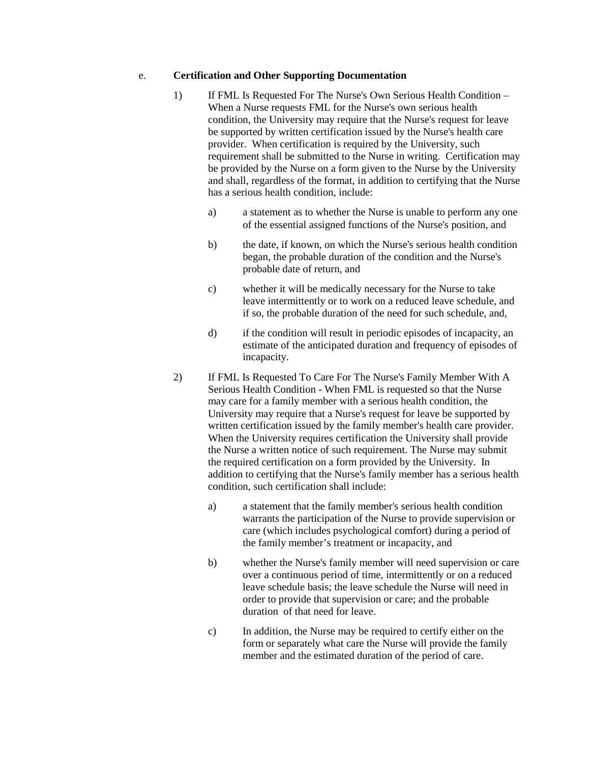e. **Certification and Other Supporting Documentation**

1) If FML Is Requested For The Nurse's Own Serious Health Condition – When a Nurse requests FML for the Nurse's own serious health condition, the University may require that the Nurse's request for leave be supported by written certification issued by the Nurse's health care provider. When certification is required by the University, such requirement shall be submitted to the Nurse in writing. Certification may be provided by the Nurse on a form given to the Nurse by the University and shall, regardless of the format, in addition to certifying that the Nurse has a serious health condition, include:

   a) a statement as to whether the Nurse is unable to perform any one of the essential assigned functions of the Nurse's position, and

   b) the date, if known, on which the Nurse's serious health condition began, the probable duration of the condition and the Nurse's probable date of return, and

   c) whether it will be medically necessary for the Nurse to take leave intermittently or to work on a reduced leave schedule, and if so, the probable duration of the need for such schedule, and,

   d) if the condition will result in periodic episodes of incapacity, an estimate of the anticipated duration and frequency of episodes of incapacity.

2) If FML Is Requested To Care For The Nurse's Family Member With A Serious Health Condition - When FML is requested so that the Nurse may care for a family member with a serious health condition, the University may require that a Nurse's request for leave be supported by written certification issued by the family member's health care provider. When the University requires certification the University shall provide the Nurse a written notice of such requirement. The Nurse may submit the required certification on a form provided by the University. In addition to certifying that the Nurse's family member has a serious health condition, such certification shall include:

   a) a statement that the family member's serious health condition warrants the participation of the Nurse to provide supervision or care (which includes psychological comfort) during a period of the family member's treatment or incapacity, and

   b) whether the Nurse's family member will need supervision or care over a continuous period of time, intermittently or on a reduced leave schedule basis; the leave schedule the Nurse will need in order to provide that supervision or care; and the probable duration of that need for leave.

   c) In addition, the Nurse may be required to certify either on the form or separately what care the Nurse will provide the family member and the estimated duration of the period of care.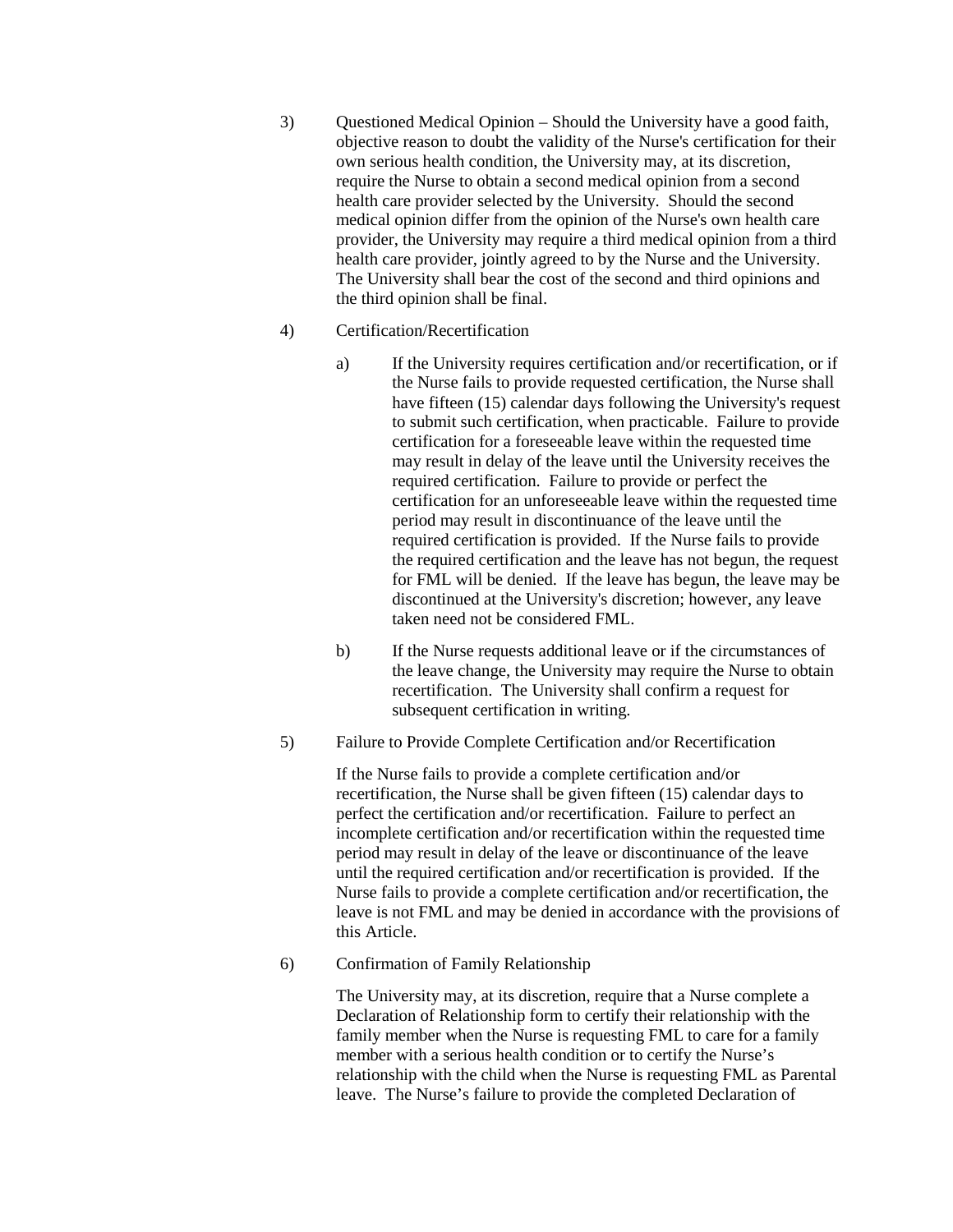3) Questioned Medical Opinion – Should the University have a good faith, objective reason to doubt the validity of the Nurse's certification for their own serious health condition, the University may, at its discretion, require the Nurse to obtain a second medical opinion from a second health care provider selected by the University. Should the second medical opinion differ from the opinion of the Nurse's own health care provider, the University may require a third medical opinion from a third health care provider, jointly agreed to by the Nurse and the University. The University shall bear the cost of the second and third opinions and the third opinion shall be final.

4) Certification/Recertification

   a) If the University requires certification and/or recertification, or if the Nurse fails to provide requested certification, the Nurse shall have fifteen (15) calendar days following the University's request to submit such certification, when practicable. Failure to provide certification for a foreseeable leave within the requested time may result in delay of the leave until the University receives the required certification. Failure to provide or perfect the certification for an unforeseeable leave within the requested time period may result in discontinuance of the leave until the required certification is provided. If the Nurse fails to provide the required certification and the leave has not begun, the request for FML will be denied. If the leave has begun, the leave may be discontinued at the University's discretion; however, any leave taken need not be considered FML.

   b) If the Nurse requests additional leave or if the circumstances of the leave change, the University may require the Nurse to obtain recertification. The University shall confirm a request for subsequent certification in writing.

5) Failure to Provide Complete Certification and/or Recertification

   If the Nurse fails to provide a complete certification and/or recertification, the Nurse shall be given fifteen (15) calendar days to perfect the certification and/or recertification. Failure to perfect an incomplete certification and/or recertification within the requested time period may result in delay of the leave or discontinuance of the leave until the required certification and/or recertification is provided. If the Nurse fails to provide a complete certification and/or recertification, the leave is not FML and may be denied in accordance with the provisions of this Article.

6) Confirmation of Family Relationship

   The University may, at its discretion, require that a Nurse complete a Declaration of Relationship form to certify their relationship with the family member when the Nurse is requesting FML to care for a family member with a serious health condition or to certify the Nurse's relationship with the child when the Nurse is requesting FML as Parental leave. The Nurse's failure to provide the completed Declaration of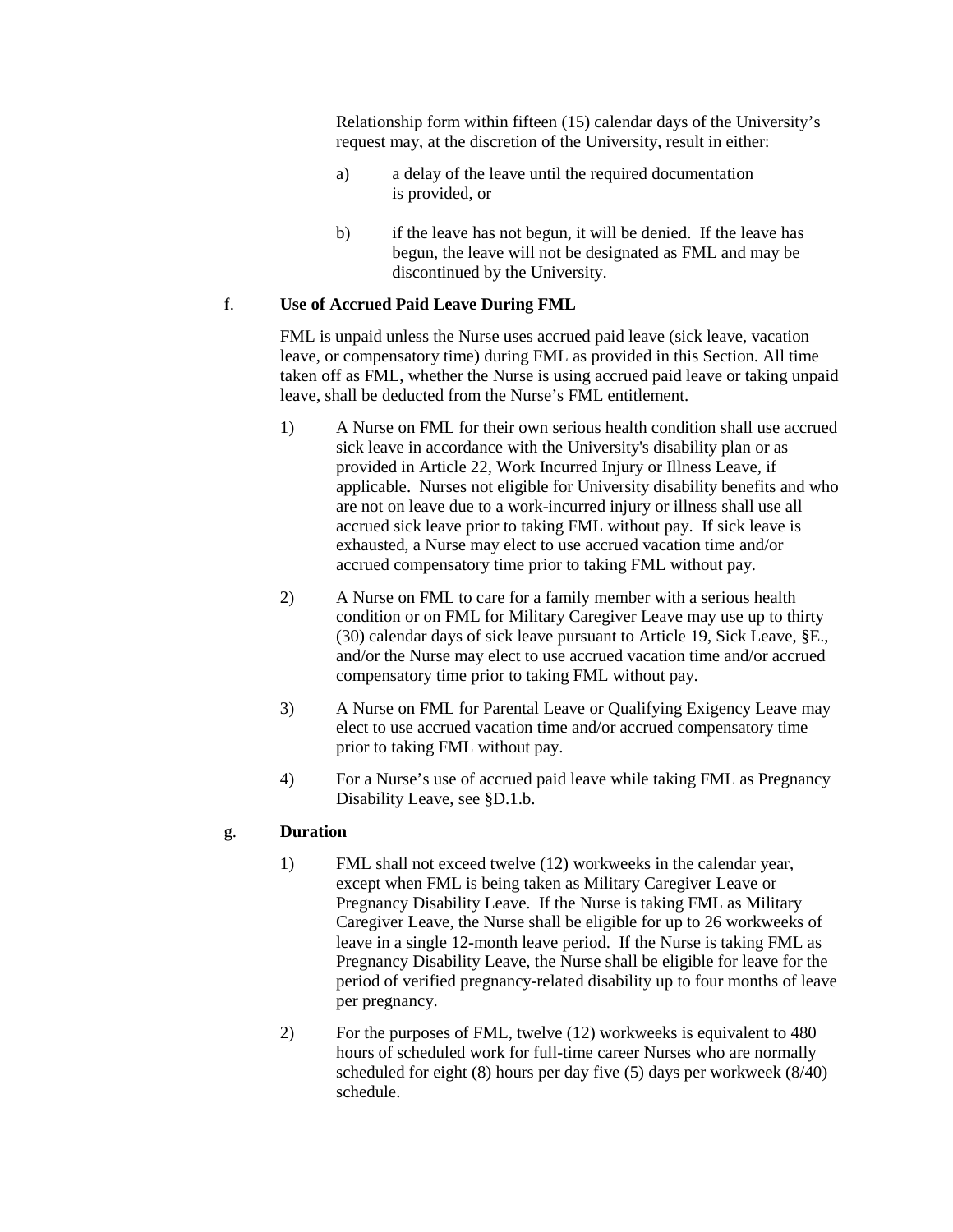Relationship form within fifteen (15) calendar days of the University's request may, at the discretion of the University, result in either:

a) a delay of the leave until the required documentation is provided, or

b) if the leave has not begun, it will be denied. If the leave has begun, the leave will not be designated as FML and may be discontinued by the University.

f. **Use of Accrued Paid Leave During FML**

FML is unpaid unless the Nurse uses accrued paid leave (sick leave, vacation leave, or compensatory time) during FML as provided in this Section. All time taken off as FML, whether the Nurse is using accrued paid leave or taking unpaid leave, shall be deducted from the Nurse's FML entitlement.

1) A Nurse on FML for their own serious health condition shall use accrued sick leave in accordance with the University's disability plan or as provided in Article 22, Work Incurred Injury or Illness Leave, if applicable. Nurses not eligible for University disability benefits and who are not on leave due to a work-incurred injury or illness shall use all accrued sick leave prior to taking FML without pay. If sick leave is exhausted, a Nurse may elect to use accrued vacation time and/or accrued compensatory time prior to taking FML without pay.

2) A Nurse on FML to care for a family member with a serious health condition or on FML for Military Caregiver Leave may use up to thirty (30) calendar days of sick leave pursuant to Article 19, Sick Leave, §E., and/or the Nurse may elect to use accrued vacation time and/or accrued compensatory time prior to taking FML without pay.

3) A Nurse on FML for Parental Leave or Qualifying Exigency Leave may elect to use accrued vacation time and/or accrued compensatory time prior to taking FML without pay.

4) For a Nurse's use of accrued paid leave while taking FML as Pregnancy Disability Leave, see §D.1.b.

g. **Duration**

1) FML shall not exceed twelve (12) workweeks in the calendar year, except when FML is being taken as Military Caregiver Leave or Pregnancy Disability Leave. If the Nurse is taking FML as Military Caregiver Leave, the Nurse shall be eligible for up to 26 workweeks of leave in a single 12-month leave period. If the Nurse is taking FML as Pregnancy Disability Leave, the Nurse shall be eligible for leave for the period of verified pregnancy-related disability up to four months of leave per pregnancy.

2) For the purposes of FML, twelve (12) workweeks is equivalent to 480 hours of scheduled work for full-time career Nurses who are normally scheduled for eight (8) hours per day five (5) days per workweek (8/40) schedule.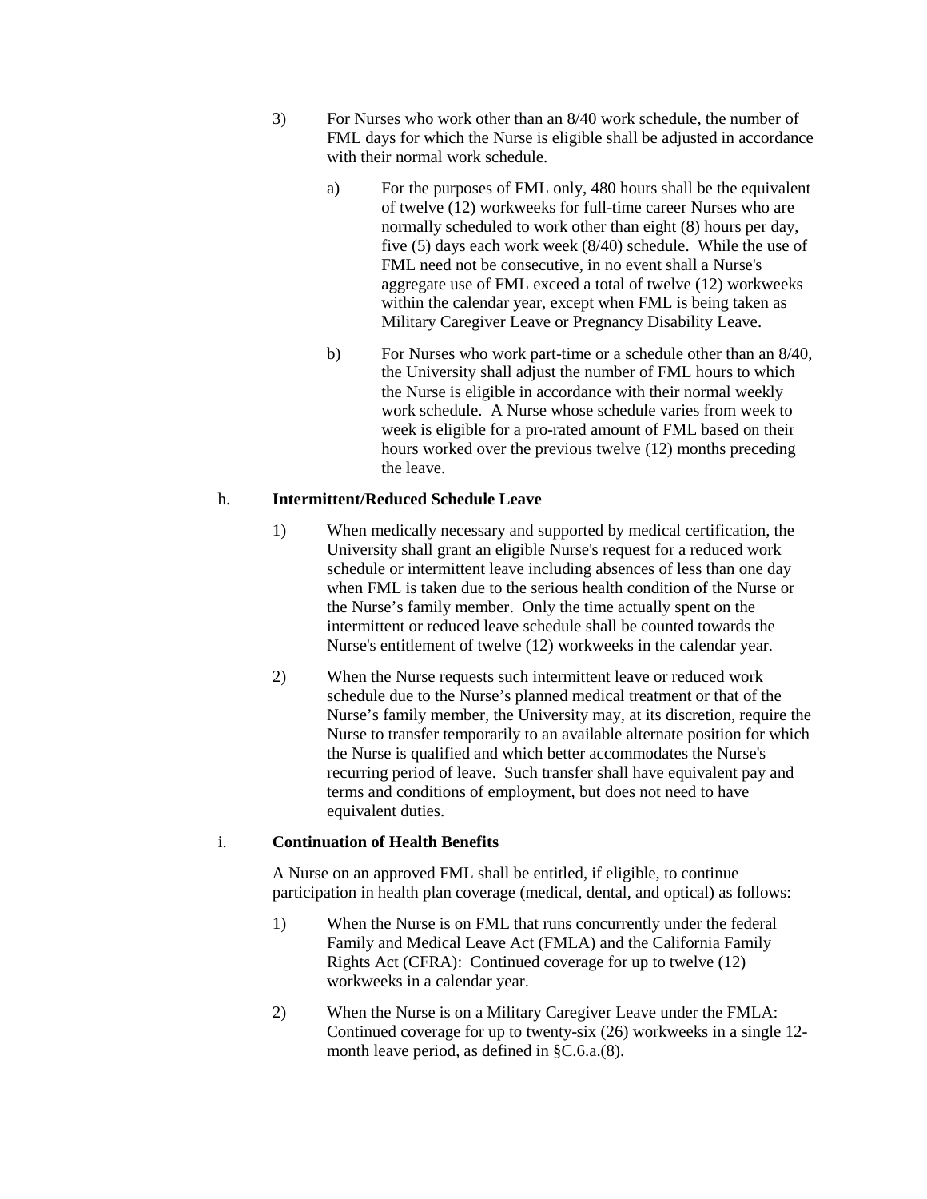3) For Nurses who work other than an 8/40 work schedule, the number of FML days for which the Nurse is eligible shall be adjusted in accordance with their normal work schedule.

   a) For the purposes of FML only, 480 hours shall be the equivalent of twelve (12) workweeks for full-time career Nurses who are normally scheduled to work other than eight (8) hours per day, five (5) days each work week (8/40) schedule. While the use of FML need not be consecutive, in no event shall a Nurse's aggregate use of FML exceed a total of twelve (12) workweeks within the calendar year, except when FML is being taken as Military Caregiver Leave or Pregnancy Disability Leave.

   b) For Nurses who work part-time or a schedule other than an 8/40, the University shall adjust the number of FML hours to which the Nurse is eligible in accordance with their normal weekly work schedule. A Nurse whose schedule varies from week to week is eligible for a pro-rated amount of FML based on their hours worked over the previous twelve (12) months preceding the leave.

h. **Intermittent/Reduced Schedule Leave**

1) When medically necessary and supported by medical certification, the University shall grant an eligible Nurse's request for a reduced work schedule or intermittent leave including absences of less than one day when FML is taken due to the serious health condition of the Nurse or the Nurse's family member. Only the time actually spent on the intermittent or reduced leave schedule shall be counted towards the Nurse's entitlement of twelve (12) workweeks in the calendar year.

2) When the Nurse requests such intermittent leave or reduced work schedule due to the Nurse's planned medical treatment or that of the Nurse's family member, the University may, at its discretion, require the Nurse to transfer temporarily to an available alternate position for which the Nurse is qualified and which better accommodates the Nurse's recurring period of leave. Such transfer shall have equivalent pay and terms and conditions of employment, but does not need to have equivalent duties.

i. **Continuation of Health Benefits**

A Nurse on an approved FML shall be entitled, if eligible, to continue participation in health plan coverage (medical, dental, and optical) as follows:

1) When the Nurse is on FML that runs concurrently under the federal Family and Medical Leave Act (FMLA) and the California Family Rights Act (CFRA): Continued coverage for up to twelve (12) workweeks in a calendar year.

2) When the Nurse is on a Military Caregiver Leave under the FMLA: Continued coverage for up to twenty-six (26) workweeks in a single 12-month leave period, as defined in §C.6.a.(8).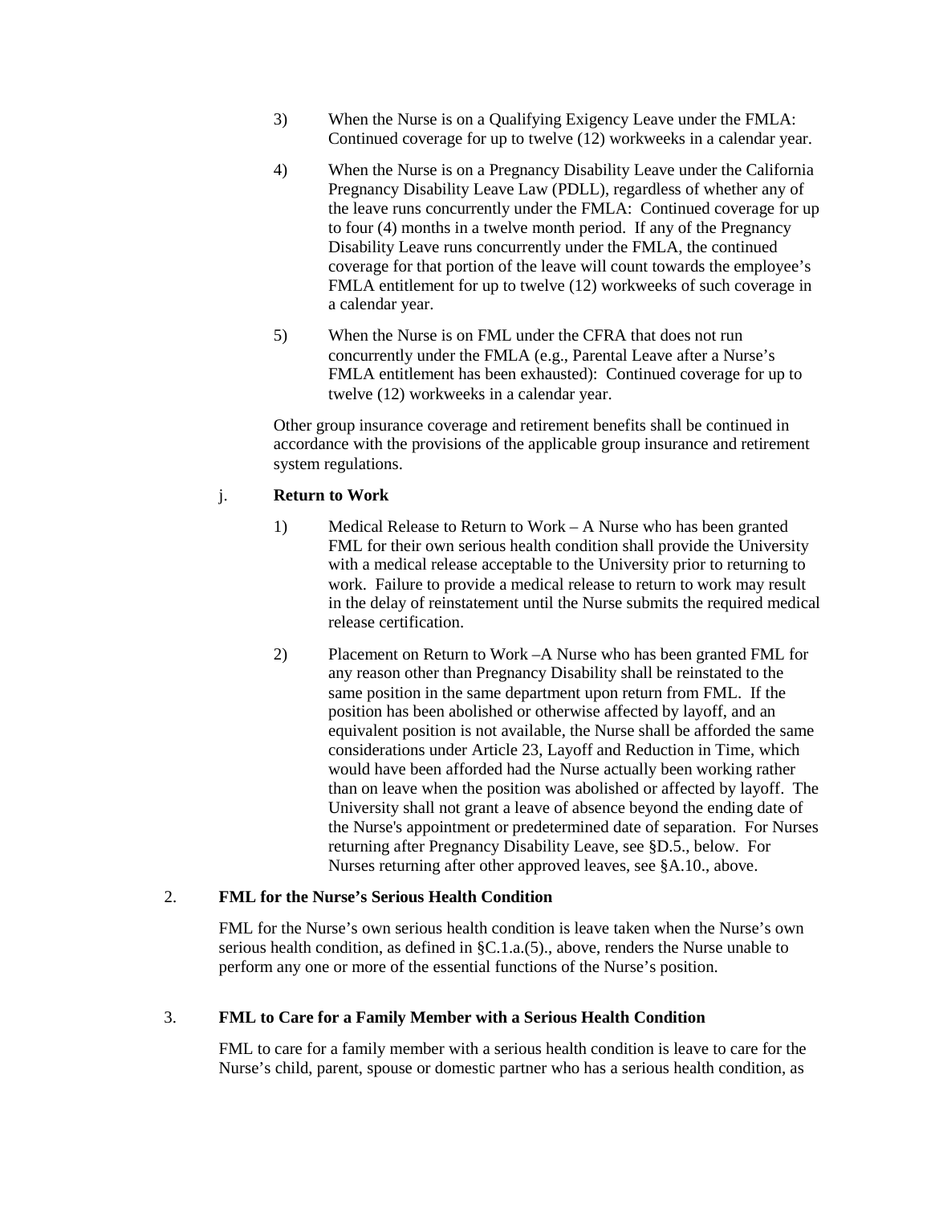3) When the Nurse is on a Qualifying Exigency Leave under the FMLA: Continued coverage for up to twelve (12) workweeks in a calendar year.

4) When the Nurse is on a Pregnancy Disability Leave under the California Pregnancy Disability Leave Law (PDLL), regardless of whether any of the leave runs concurrently under the FMLA: Continued coverage for up to four (4) months in a twelve month period. If any of the Pregnancy Disability Leave runs concurrently under the FMLA, the continued coverage for that portion of the leave will count towards the employee's FMLA entitlement for up to twelve (12) workweeks of such coverage in a calendar year.

5) When the Nurse is on FML under the CFRA that does not run concurrently under the FMLA (e.g., Parental Leave after a Nurse's FMLA entitlement has been exhausted): Continued coverage for up to twelve (12) workweeks in a calendar year.

Other group insurance coverage and retirement benefits shall be continued in accordance with the provisions of the applicable group insurance and retirement system regulations.

j. **Return to Work**

1) Medical Release to Return to Work – A Nurse who has been granted FML for their own serious health condition shall provide the University with a medical release acceptable to the University prior to returning to work. Failure to provide a medical release to return to work may result in the delay of reinstatement until the Nurse submits the required medical release certification.

2) Placement on Return to Work –A Nurse who has been granted FML for any reason other than Pregnancy Disability shall be reinstated to the same position in the same department upon return from FML. If the position has been abolished or otherwise affected by layoff, and an equivalent position is not available, the Nurse shall be afforded the same considerations under Article 23, Layoff and Reduction in Time, which would have been afforded had the Nurse actually been working rather than on leave when the position was abolished or affected by layoff. The University shall not grant a leave of absence beyond the ending date of the Nurse's appointment or predetermined date of separation. For Nurses returning after Pregnancy Disability Leave, see §D.5., below. For Nurses returning after other approved leaves, see §A.10., above.

2. **FML for the Nurse's Serious Health Condition**

FML for the Nurse's own serious health condition is leave taken when the Nurse's own serious health condition, as defined in §C.1.a.(5)., above, renders the Nurse unable to perform any one or more of the essential functions of the Nurse's position.

3. **FML to Care for a Family Member with a Serious Health Condition**

FML to care for a family member with a serious health condition is leave to care for the Nurse's child, parent, spouse or domestic partner who has a serious health condition, as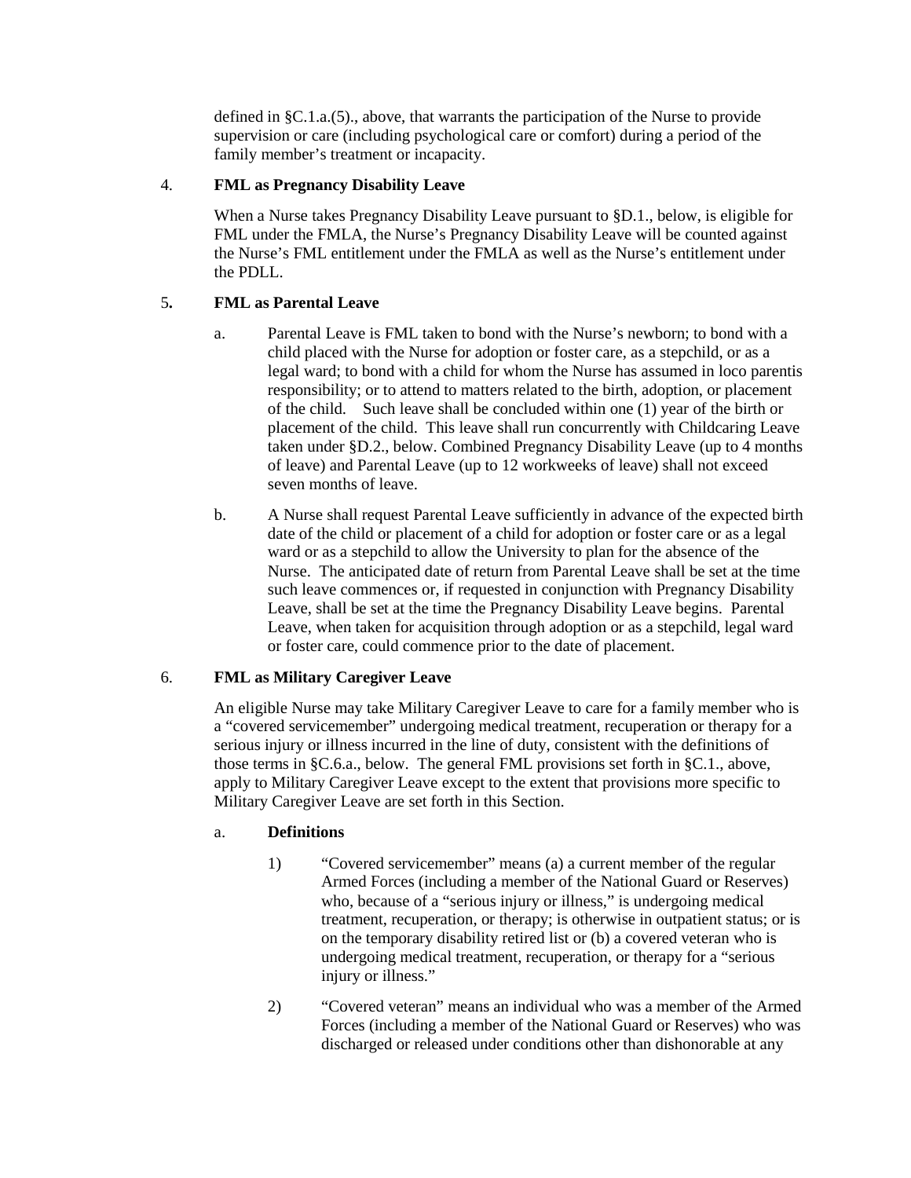defined in §C.1.a.(5)., above, that warrants the participation of the Nurse to provide supervision or care (including psychological care or comfort) during a period of the family member's treatment or incapacity.

4. **FML as Pregnancy Disability Leave**

When a Nurse takes Pregnancy Disability Leave pursuant to §D.1., below, is eligible for FML under the FMLA, the Nurse's Pregnancy Disability Leave will be counted against the Nurse's FML entitlement under the FMLA as well as the Nurse's entitlement under the PDLL.

5**.** **FML as Parental Leave**

a. Parental Leave is FML taken to bond with the Nurse's newborn; to bond with a child placed with the Nurse for adoption or foster care, as a stepchild, or as a legal ward; to bond with a child for whom the Nurse has assumed in loco parentis responsibility; or to attend to matters related to the birth, adoption, or placement of the child. Such leave shall be concluded within one (1) year of the birth or placement of the child. This leave shall run concurrently with Childcaring Leave taken under §D.2., below. Combined Pregnancy Disability Leave (up to 4 months of leave) and Parental Leave (up to 12 workweeks of leave) shall not exceed seven months of leave.

b. A Nurse shall request Parental Leave sufficiently in advance of the expected birth date of the child or placement of a child for adoption or foster care or as a legal ward or as a stepchild to allow the University to plan for the absence of the Nurse. The anticipated date of return from Parental Leave shall be set at the time such leave commences or, if requested in conjunction with Pregnancy Disability Leave, shall be set at the time the Pregnancy Disability Leave begins. Parental Leave, when taken for acquisition through adoption or as a stepchild, legal ward or foster care, could commence prior to the date of placement.

6. **FML as Military Caregiver Leave**

An eligible Nurse may take Military Caregiver Leave to care for a family member who is a "covered servicemember" undergoing medical treatment, recuperation or therapy for a serious injury or illness incurred in the line of duty, consistent with the definitions of those terms in §C.6.a., below. The general FML provisions set forth in §C.1., above, apply to Military Caregiver Leave except to the extent that provisions more specific to Military Caregiver Leave are set forth in this Section.

a. **Definitions**

1) "Covered servicemember" means (a) a current member of the regular Armed Forces (including a member of the National Guard or Reserves) who, because of a "serious injury or illness," is undergoing medical treatment, recuperation, or therapy; is otherwise in outpatient status; or is on the temporary disability retired list or (b) a covered veteran who is undergoing medical treatment, recuperation, or therapy for a "serious injury or illness."

2) "Covered veteran" means an individual who was a member of the Armed Forces (including a member of the National Guard or Reserves) who was discharged or released under conditions other than dishonorable at any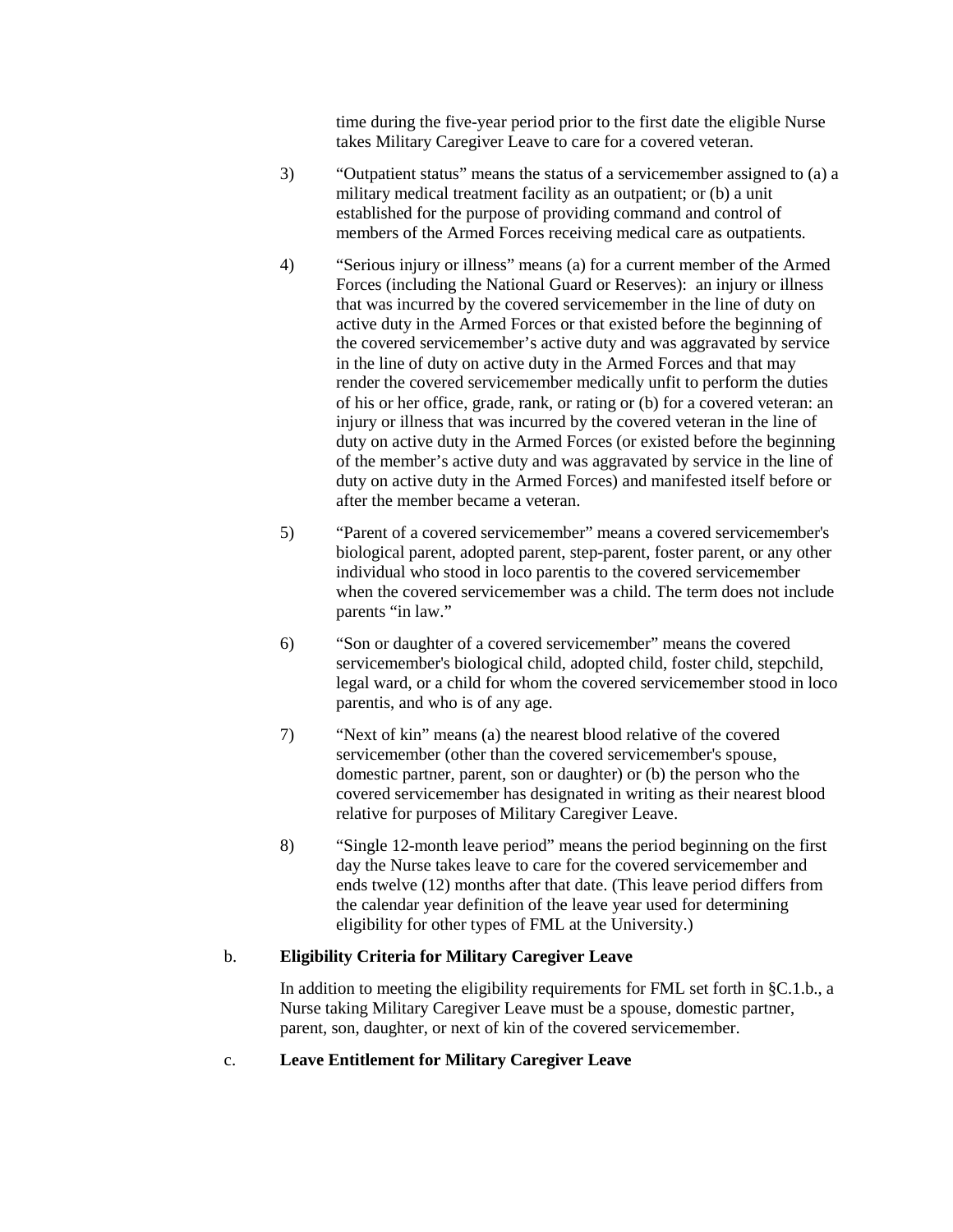time during the five-year period prior to the first date the eligible Nurse takes Military Caregiver Leave to care for a covered veteran.

3) "Outpatient status" means the status of a servicemember assigned to (a) a military medical treatment facility as an outpatient; or (b) a unit established for the purpose of providing command and control of members of the Armed Forces receiving medical care as outpatients.

4) "Serious injury or illness" means (a) for a current member of the Armed Forces (including the National Guard or Reserves): an injury or illness that was incurred by the covered servicemember in the line of duty on active duty in the Armed Forces or that existed before the beginning of the covered servicemember's active duty and was aggravated by service in the line of duty on active duty in the Armed Forces and that may render the covered servicemember medically unfit to perform the duties of his or her office, grade, rank, or rating or (b) for a covered veteran: an injury or illness that was incurred by the covered veteran in the line of duty on active duty in the Armed Forces (or existed before the beginning of the member's active duty and was aggravated by service in the line of duty on active duty in the Armed Forces) and manifested itself before or after the member became a veteran.

5) "Parent of a covered servicemember" means a covered servicemember's biological parent, adopted parent, step-parent, foster parent, or any other individual who stood in loco parentis to the covered servicemember when the covered servicemember was a child. The term does not include parents "in law."

6) "Son or daughter of a covered servicemember" means the covered servicemember's biological child, adopted child, foster child, stepchild, legal ward, or a child for whom the covered servicemember stood in loco parentis, and who is of any age.

7) "Next of kin" means (a) the nearest blood relative of the covered servicemember (other than the covered servicemember's spouse, domestic partner, parent, son or daughter) or (b) the person who the covered servicemember has designated in writing as their nearest blood relative for purposes of Military Caregiver Leave.

8) "Single 12-month leave period" means the period beginning on the first day the Nurse takes leave to care for the covered servicemember and ends twelve (12) months after that date. (This leave period differs from the calendar year definition of the leave year used for determining eligibility for other types of FML at the University.)

b. **Eligibility Criteria for Military Caregiver Leave**

In addition to meeting the eligibility requirements for FML set forth in §C.1.b., a Nurse taking Military Caregiver Leave must be a spouse, domestic partner, parent, son, daughter, or next of kin of the covered servicemember.

c. **Leave Entitlement for Military Caregiver Leave**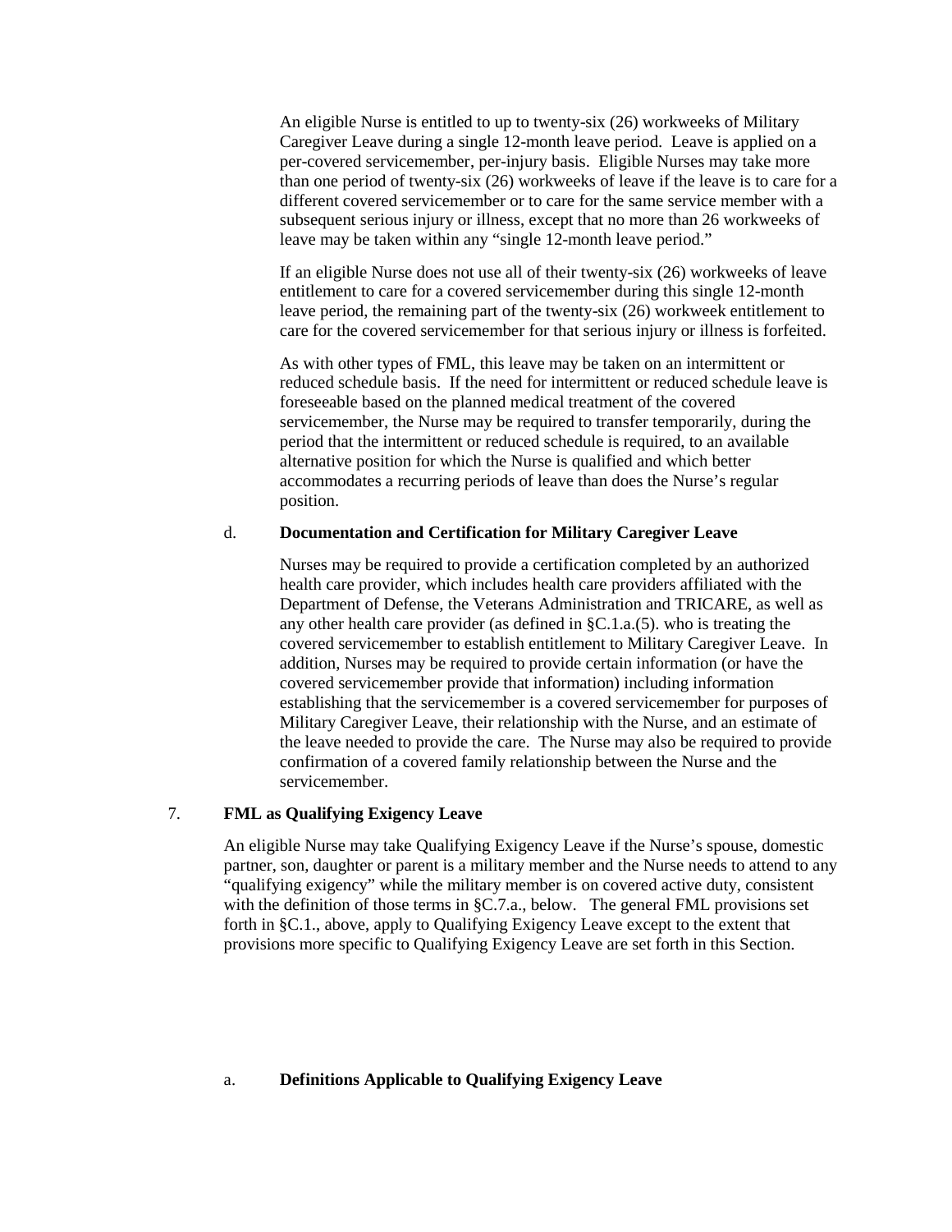An eligible Nurse is entitled to up to twenty-six (26) workweeks of Military Caregiver Leave during a single 12-month leave period. Leave is applied on a per-covered servicemember, per-injury basis. Eligible Nurses may take more than one period of twenty-six (26) workweeks of leave if the leave is to care for a different covered servicemember or to care for the same service member with a subsequent serious injury or illness, except that no more than 26 workweeks of leave may be taken within any "single 12-month leave period."

If an eligible Nurse does not use all of their twenty-six (26) workweeks of leave entitlement to care for a covered servicemember during this single 12-month leave period, the remaining part of the twenty-six (26) workweek entitlement to care for the covered servicemember for that serious injury or illness is forfeited.

As with other types of FML, this leave may be taken on an intermittent or reduced schedule basis. If the need for intermittent or reduced schedule leave is foreseeable based on the planned medical treatment of the covered servicemember, the Nurse may be required to transfer temporarily, during the period that the intermittent or reduced schedule is required, to an available alternative position for which the Nurse is qualified and which better accommodates a recurring periods of leave than does the Nurse's regular position.

d. **Documentation and Certification for Military Caregiver Leave**

Nurses may be required to provide a certification completed by an authorized health care provider, which includes health care providers affiliated with the Department of Defense, the Veterans Administration and TRICARE, as well as any other health care provider (as defined in §C.1.a.(5). who is treating the covered servicemember to establish entitlement to Military Caregiver Leave. In addition, Nurses may be required to provide certain information (or have the covered servicemember provide that information) including information establishing that the servicemember is a covered servicemember for purposes of Military Caregiver Leave, their relationship with the Nurse, and an estimate of the leave needed to provide the care. The Nurse may also be required to provide confirmation of a covered family relationship between the Nurse and the servicemember.

7. **FML as Qualifying Exigency Leave**

An eligible Nurse may take Qualifying Exigency Leave if the Nurse's spouse, domestic partner, son, daughter or parent is a military member and the Nurse needs to attend to any "qualifying exigency" while the military member is on covered active duty, consistent with the definition of those terms in §C.7.a., below. The general FML provisions set forth in §C.1., above, apply to Qualifying Exigency Leave except to the extent that provisions more specific to Qualifying Exigency Leave are set forth in this Section.

a. **Definitions Applicable to Qualifying Exigency Leave**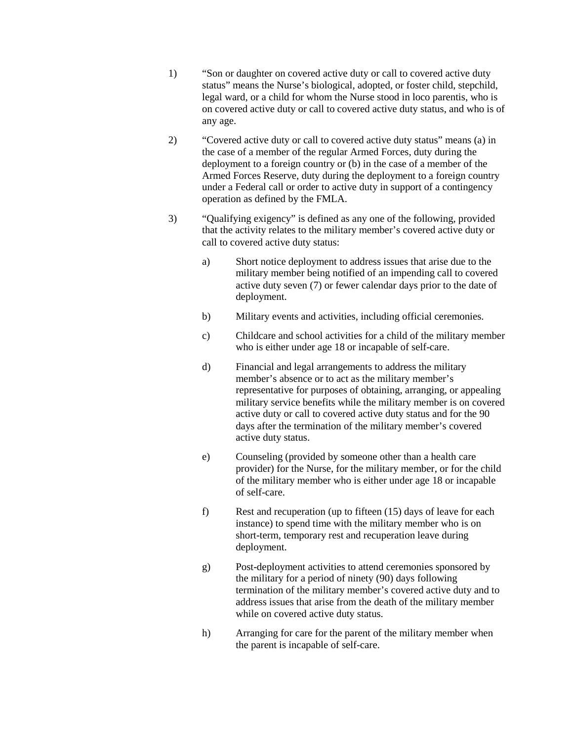1) "Son or daughter on covered active duty or call to covered active duty status" means the Nurse's biological, adopted, or foster child, stepchild, legal ward, or a child for whom the Nurse stood in loco parentis, who is on covered active duty or call to covered active duty status, and who is of any age.

2) "Covered active duty or call to covered active duty status" means (a) in the case of a member of the regular Armed Forces, duty during the deployment to a foreign country or (b) in the case of a member of the Armed Forces Reserve, duty during the deployment to a foreign country under a Federal call or order to active duty in support of a contingency operation as defined by the FMLA.

3) "Qualifying exigency" is defined as any one of the following, provided that the activity relates to the military member's covered active duty or call to covered active duty status:

   a) Short notice deployment to address issues that arise due to the military member being notified of an impending call to covered active duty seven (7) or fewer calendar days prior to the date of deployment.

   b) Military events and activities, including official ceremonies.

   c) Childcare and school activities for a child of the military member who is either under age 18 or incapable of self-care.

   d) Financial and legal arrangements to address the military member's absence or to act as the military member's representative for purposes of obtaining, arranging, or appealing military service benefits while the military member is on covered active duty or call to covered active duty status and for the 90 days after the termination of the military member's covered active duty status.

   e) Counseling (provided by someone other than a health care provider) for the Nurse, for the military member, or for the child of the military member who is either under age 18 or incapable of self-care.

   f) Rest and recuperation (up to fifteen (15) days of leave for each instance) to spend time with the military member who is on short-term, temporary rest and recuperation leave during deployment.

   g) Post-deployment activities to attend ceremonies sponsored by the military for a period of ninety (90) days following termination of the military member's covered active duty and to address issues that arise from the death of the military member while on covered active duty status.

   h) Arranging for care for the parent of the military member when the parent is incapable of self-care.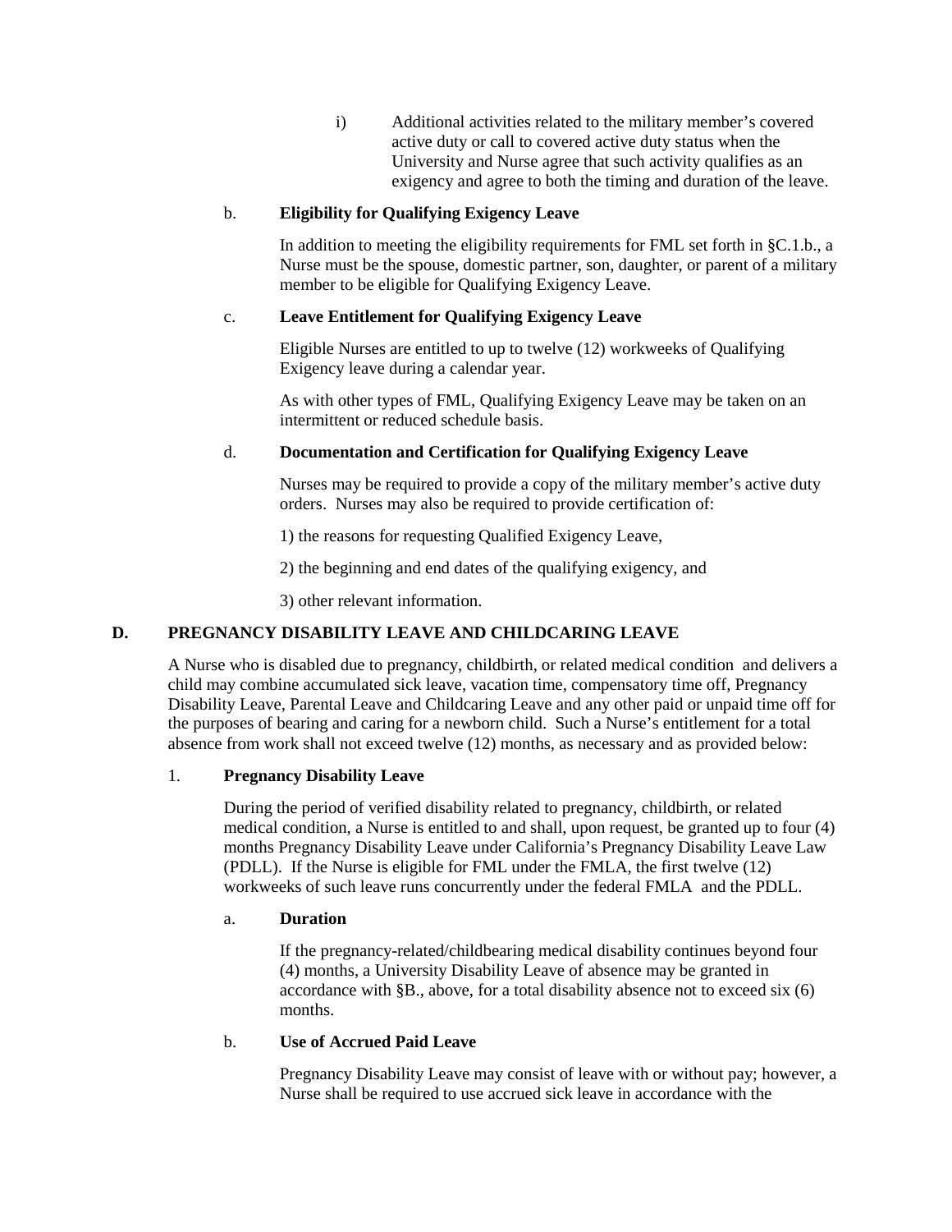i) Additional activities related to the military member's covered active duty or call to covered active duty status when the University and Nurse agree that such activity qualifies as an exigency and agree to both the timing and duration of the leave.

b. **Eligibility for Qualifying Exigency Leave**

In addition to meeting the eligibility requirements for FML set forth in §C.1.b., a Nurse must be the spouse, domestic partner, son, daughter, or parent of a military member to be eligible for Qualifying Exigency Leave.

c. **Leave Entitlement for Qualifying Exigency Leave**

Eligible Nurses are entitled to up to twelve (12) workweeks of Qualifying Exigency leave during a calendar year.

As with other types of FML, Qualifying Exigency Leave may be taken on an intermittent or reduced schedule basis.

d. **Documentation and Certification for Qualifying Exigency Leave**

Nurses may be required to provide a copy of the military member's active duty orders. Nurses may also be required to provide certification of:

1) the reasons for requesting Qualified Exigency Leave,

2) the beginning and end dates of the qualifying exigency, and

3) other relevant information.

## D. PREGNANCY DISABILITY LEAVE AND CHILDCARING LEAVE

A Nurse who is disabled due to pregnancy, childbirth, or related medical condition and delivers a child may combine accumulated sick leave, vacation time, compensatory time off, Pregnancy Disability Leave, Parental Leave and Childcaring Leave and any other paid or unpaid time off for the purposes of bearing and caring for a newborn child. Such a Nurse's entitlement for a total absence from work shall not exceed twelve (12) months, as necessary and as provided below:

1. **Pregnancy Disability Leave**

During the period of verified disability related to pregnancy, childbirth, or related medical condition, a Nurse is entitled to and shall, upon request, be granted up to four (4) months Pregnancy Disability Leave under California's Pregnancy Disability Leave Law (PDLL). If the Nurse is eligible for FML under the FMLA, the first twelve (12) workweeks of such leave runs concurrently under the federal FMLA and the PDLL.

a. **Duration**

If the pregnancy-related/childbearing medical disability continues beyond four (4) months, a University Disability Leave of absence may be granted in accordance with §B., above, for a total disability absence not to exceed six (6) months.

b. **Use of Accrued Paid Leave**

Pregnancy Disability Leave may consist of leave with or without pay; however, a Nurse shall be required to use accrued sick leave in accordance with the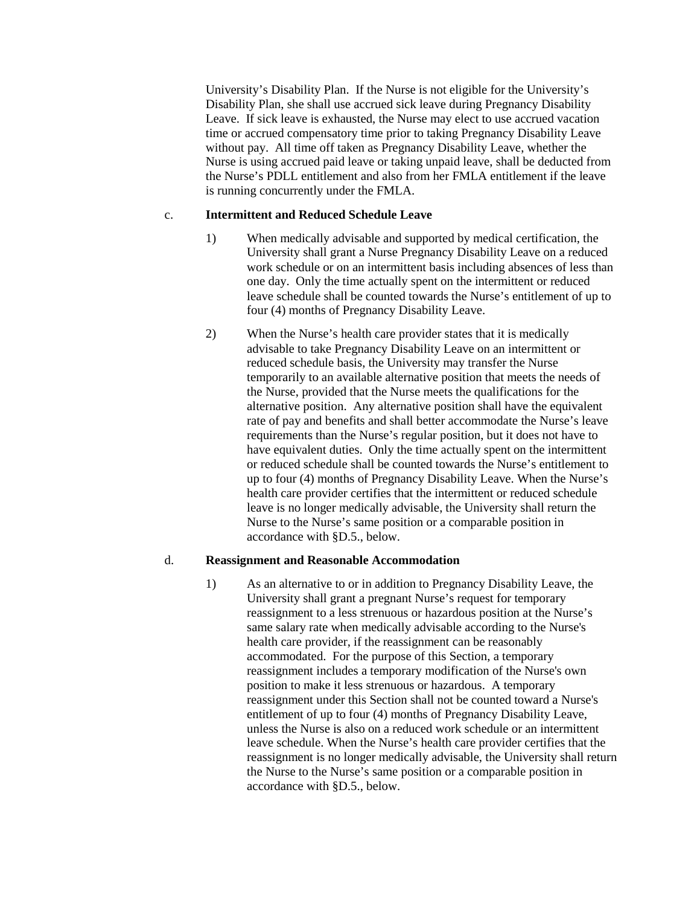University's Disability Plan. If the Nurse is not eligible for the University's Disability Plan, she shall use accrued sick leave during Pregnancy Disability Leave. If sick leave is exhausted, the Nurse may elect to use accrued vacation time or accrued compensatory time prior to taking Pregnancy Disability Leave without pay. All time off taken as Pregnancy Disability Leave, whether the Nurse is using accrued paid leave or taking unpaid leave, shall be deducted from the Nurse's PDLL entitlement and also from her FMLA entitlement if the leave is running concurrently under the FMLA.

c. **Intermittent and Reduced Schedule Leave**

1) When medically advisable and supported by medical certification, the University shall grant a Nurse Pregnancy Disability Leave on a reduced work schedule or on an intermittent basis including absences of less than one day. Only the time actually spent on the intermittent or reduced leave schedule shall be counted towards the Nurse's entitlement of up to four (4) months of Pregnancy Disability Leave.

2) When the Nurse's health care provider states that it is medically advisable to take Pregnancy Disability Leave on an intermittent or reduced schedule basis, the University may transfer the Nurse temporarily to an available alternative position that meets the needs of the Nurse, provided that the Nurse meets the qualifications for the alternative position. Any alternative position shall have the equivalent rate of pay and benefits and shall better accommodate the Nurse's leave requirements than the Nurse's regular position, but it does not have to have equivalent duties. Only the time actually spent on the intermittent or reduced schedule shall be counted towards the Nurse's entitlement to up to four (4) months of Pregnancy Disability Leave. When the Nurse's health care provider certifies that the intermittent or reduced schedule leave is no longer medically advisable, the University shall return the Nurse to the Nurse's same position or a comparable position in accordance with §D.5., below.

d. **Reassignment and Reasonable Accommodation**

1) As an alternative to or in addition to Pregnancy Disability Leave, the University shall grant a pregnant Nurse's request for temporary reassignment to a less strenuous or hazardous position at the Nurse's same salary rate when medically advisable according to the Nurse's health care provider, if the reassignment can be reasonably accommodated. For the purpose of this Section, a temporary reassignment includes a temporary modification of the Nurse's own position to make it less strenuous or hazardous. A temporary reassignment under this Section shall not be counted toward a Nurse's entitlement of up to four (4) months of Pregnancy Disability Leave, unless the Nurse is also on a reduced work schedule or an intermittent leave schedule. When the Nurse's health care provider certifies that the reassignment is no longer medically advisable, the University shall return the Nurse to the Nurse's same position or a comparable position in accordance with §D.5., below.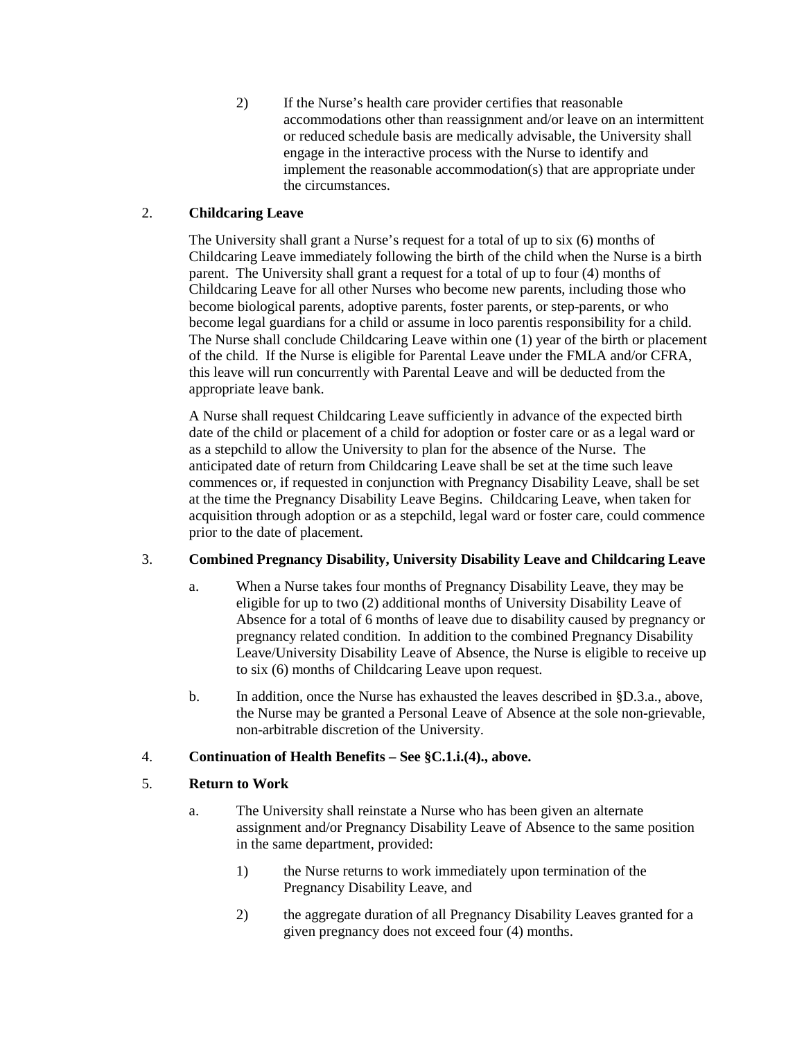2) If the Nurse's health care provider certifies that reasonable accommodations other than reassignment and/or leave on an intermittent or reduced schedule basis are medically advisable, the University shall engage in the interactive process with the Nurse to identify and implement the reasonable accommodation(s) that are appropriate under the circumstances.

2. **Childcaring Leave**

The University shall grant a Nurse's request for a total of up to six (6) months of Childcaring Leave immediately following the birth of the child when the Nurse is a birth parent. The University shall grant a request for a total of up to four (4) months of Childcaring Leave for all other Nurses who become new parents, including those who become biological parents, adoptive parents, foster parents, or step-parents, or who become legal guardians for a child or assume in loco parentis responsibility for a child. The Nurse shall conclude Childcaring Leave within one (1) year of the birth or placement of the child. If the Nurse is eligible for Parental Leave under the FMLA and/or CFRA, this leave will run concurrently with Parental Leave and will be deducted from the appropriate leave bank.

A Nurse shall request Childcaring Leave sufficiently in advance of the expected birth date of the child or placement of a child for adoption or foster care or as a legal ward or as a stepchild to allow the University to plan for the absence of the Nurse. The anticipated date of return from Childcaring Leave shall be set at the time such leave commences or, if requested in conjunction with Pregnancy Disability Leave, shall be set at the time the Pregnancy Disability Leave Begins. Childcaring Leave, when taken for acquisition through adoption or as a stepchild, legal ward or foster care, could commence prior to the date of placement.

3. **Combined Pregnancy Disability, University Disability Leave and Childcaring Leave**

a. When a Nurse takes four months of Pregnancy Disability Leave, they may be eligible for up to two (2) additional months of University Disability Leave of Absence for a total of 6 months of leave due to disability caused by pregnancy or pregnancy related condition. In addition to the combined Pregnancy Disability Leave/University Disability Leave of Absence, the Nurse is eligible to receive up to six (6) months of Childcaring Leave upon request.

b. In addition, once the Nurse has exhausted the leaves described in §D.3.a., above, the Nurse may be granted a Personal Leave of Absence at the sole non-grievable, non-arbitrable discretion of the University.

4. **Continuation of Health Benefits – See §C.1.i.(4)., above.**

5. **Return to Work**

a. The University shall reinstate a Nurse who has been given an alternate assignment and/or Pregnancy Disability Leave of Absence to the same position in the same department, provided:

1) the Nurse returns to work immediately upon termination of the Pregnancy Disability Leave, and

2) the aggregate duration of all Pregnancy Disability Leaves granted for a given pregnancy does not exceed four (4) months.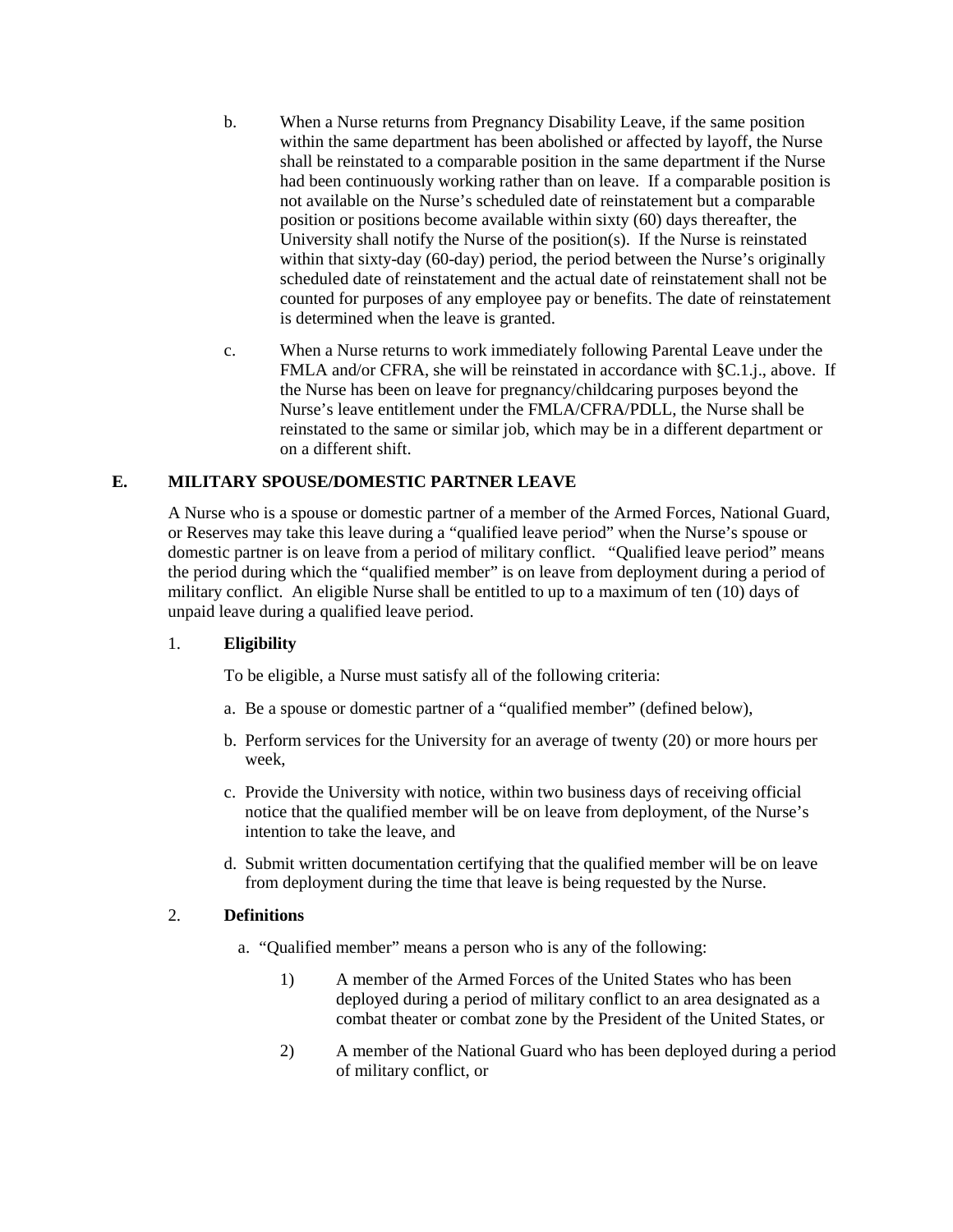b. When a Nurse returns from Pregnancy Disability Leave, if the same position within the same department has been abolished or affected by layoff, the Nurse shall be reinstated to a comparable position in the same department if the Nurse had been continuously working rather than on leave. If a comparable position is not available on the Nurse's scheduled date of reinstatement but a comparable position or positions become available within sixty (60) days thereafter, the University shall notify the Nurse of the position(s). If the Nurse is reinstated within that sixty-day (60-day) period, the period between the Nurse's originally scheduled date of reinstatement and the actual date of reinstatement shall not be counted for purposes of any employee pay or benefits. The date of reinstatement is determined when the leave is granted.

c. When a Nurse returns to work immediately following Parental Leave under the FMLA and/or CFRA, she will be reinstated in accordance with §C.1.j., above. If the Nurse has been on leave for pregnancy/childcaring purposes beyond the Nurse's leave entitlement under the FMLA/CFRA/PDLL, the Nurse shall be reinstated to the same or similar job, which may be in a different department or on a different shift.

## E. MILITARY SPOUSE/DOMESTIC PARTNER LEAVE

A Nurse who is a spouse or domestic partner of a member of the Armed Forces, National Guard, or Reserves may take this leave during a "qualified leave period" when the Nurse's spouse or domestic partner is on leave from a period of military conflict. "Qualified leave period" means the period during which the "qualified member" is on leave from deployment during a period of military conflict. An eligible Nurse shall be entitled to up to a maximum of ten (10) days of unpaid leave during a qualified leave period.

### 1. Eligibility

To be eligible, a Nurse must satisfy all of the following criteria:

a. Be a spouse or domestic partner of a "qualified member" (defined below),

b. Perform services for the University for an average of twenty (20) or more hours per week,

c. Provide the University with notice, within two business days of receiving official notice that the qualified member will be on leave from deployment, of the Nurse's intention to take the leave, and

d. Submit written documentation certifying that the qualified member will be on leave from deployment during the time that leave is being requested by the Nurse.

### 2. Definitions

a. "Qualified member" means a person who is any of the following:

1) A member of the Armed Forces of the United States who has been deployed during a period of military conflict to an area designated as a combat theater or combat zone by the President of the United States, or

2) A member of the National Guard who has been deployed during a period of military conflict, or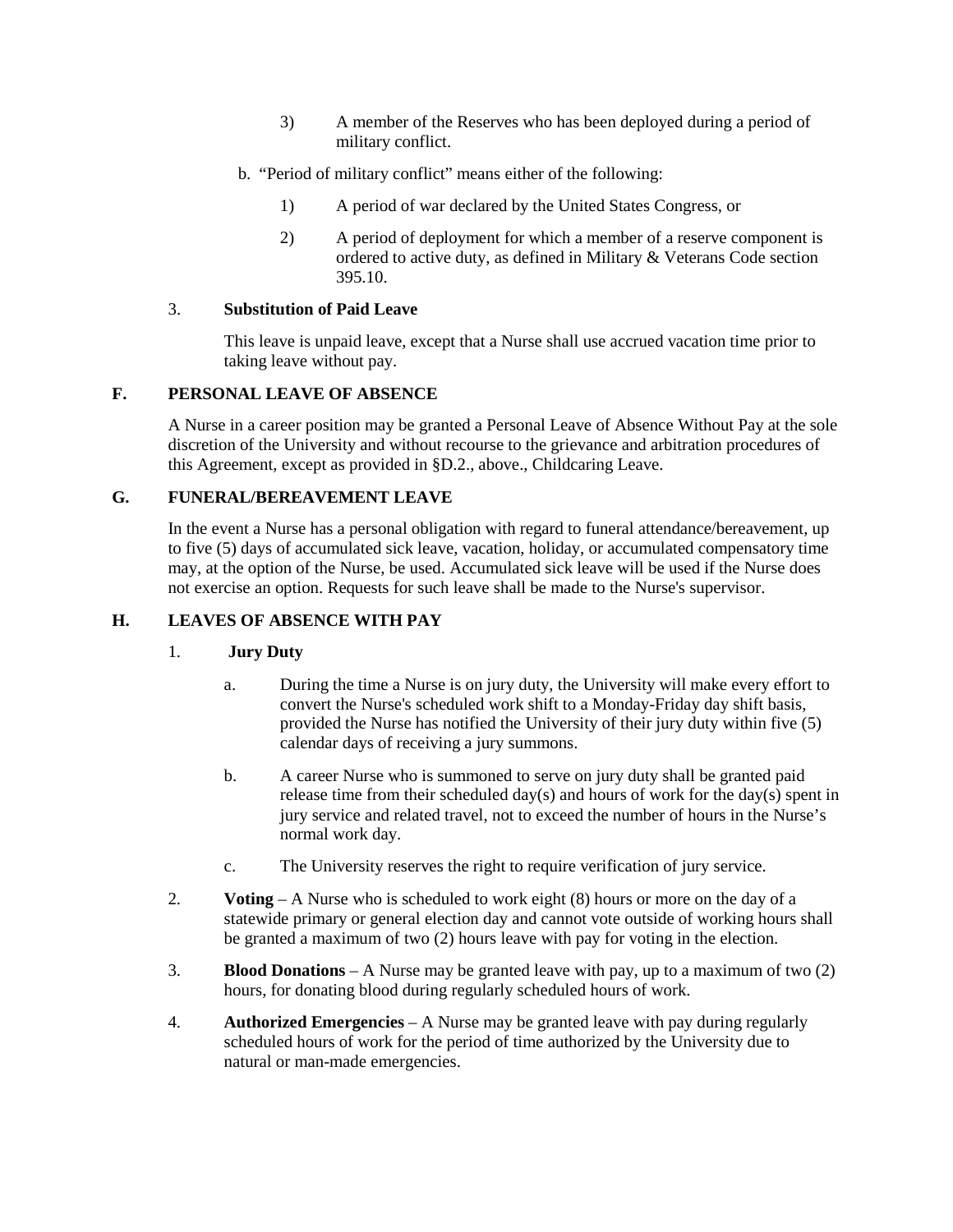3) A member of the Reserves who has been deployed during a period of military conflict.

b. "Period of military conflict" means either of the following:

1) A period of war declared by the United States Congress, or

2) A period of deployment for which a member of a reserve component is ordered to active duty, as defined in Military & Veterans Code section 395.10.

3. **Substitution of Paid Leave**

This leave is unpaid leave, except that a Nurse shall use accrued vacation time prior to taking leave without pay.

## F. PERSONAL LEAVE OF ABSENCE

A Nurse in a career position may be granted a Personal Leave of Absence Without Pay at the sole discretion of the University and without recourse to the grievance and arbitration procedures of this Agreement, except as provided in §D.2., above., Childcaring Leave.

## G. FUNERAL/BEREAVEMENT LEAVE

In the event a Nurse has a personal obligation with regard to funeral attendance/bereavement, up to five (5) days of accumulated sick leave, vacation, holiday, or accumulated compensatory time may, at the option of the Nurse, be used. Accumulated sick leave will be used if the Nurse does not exercise an option. Requests for such leave shall be made to the Nurse's supervisor.

## H. LEAVES OF ABSENCE WITH PAY

1. **Jury Duty**

a. During the time a Nurse is on jury duty, the University will make every effort to convert the Nurse's scheduled work shift to a Monday-Friday day shift basis, provided the Nurse has notified the University of their jury duty within five (5) calendar days of receiving a jury summons.

b. A career Nurse who is summoned to serve on jury duty shall be granted paid release time from their scheduled day(s) and hours of work for the day(s) spent in jury service and related travel, not to exceed the number of hours in the Nurse's normal work day.

c. The University reserves the right to require verification of jury service.

2. **Voting** – A Nurse who is scheduled to work eight (8) hours or more on the day of a statewide primary or general election day and cannot vote outside of working hours shall be granted a maximum of two (2) hours leave with pay for voting in the election.

3. **Blood Donations** – A Nurse may be granted leave with pay, up to a maximum of two (2) hours, for donating blood during regularly scheduled hours of work.

4. **Authorized Emergencies** – A Nurse may be granted leave with pay during regularly scheduled hours of work for the period of time authorized by the University due to natural or man-made emergencies.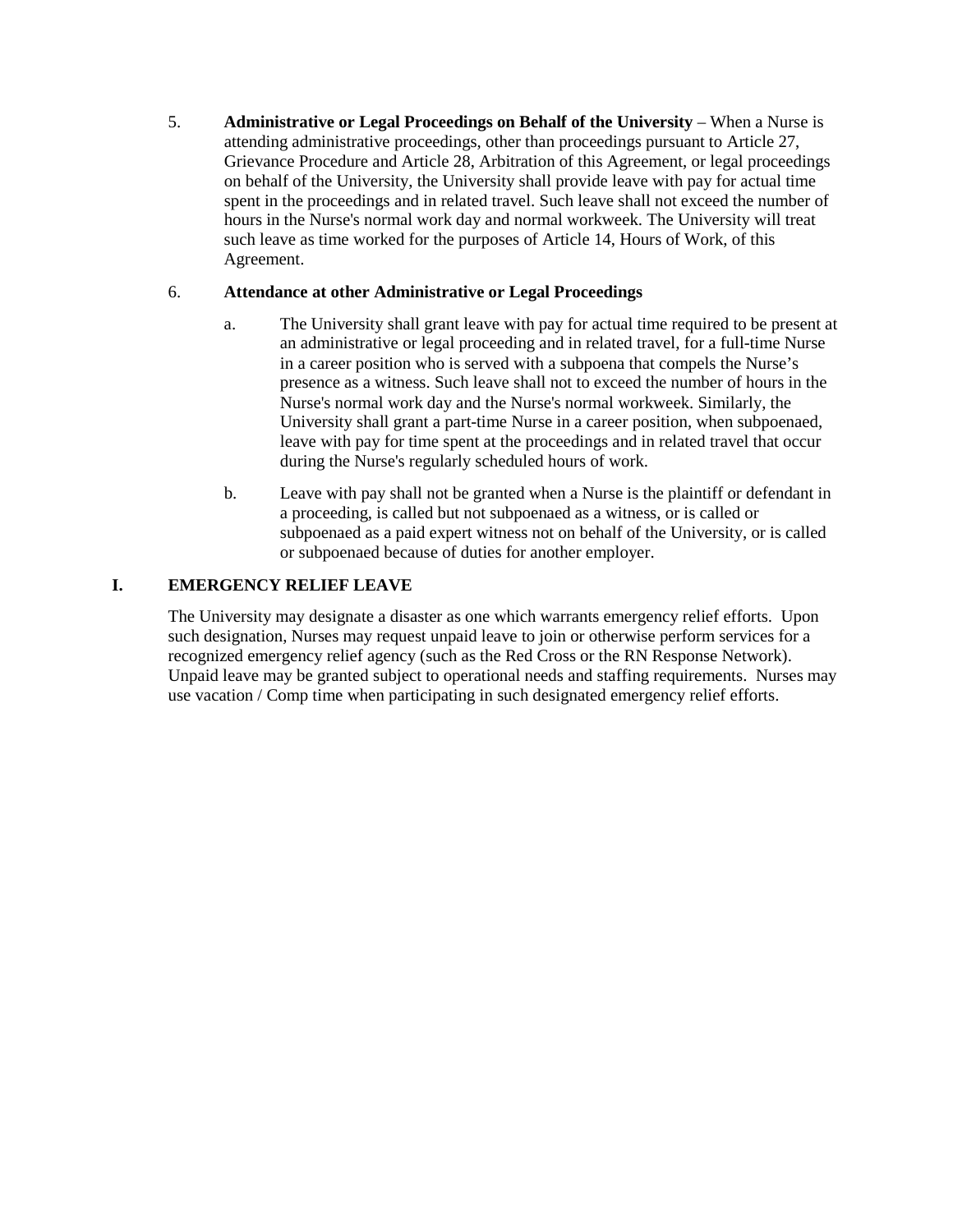5. **Administrative or Legal Proceedings on Behalf of the University** – When a Nurse is attending administrative proceedings, other than proceedings pursuant to Article 27, Grievance Procedure and Article 28, Arbitration of this Agreement, or legal proceedings on behalf of the University, the University shall provide leave with pay for actual time spent in the proceedings and in related travel. Such leave shall not exceed the number of hours in the Nurse's normal work day and normal workweek. The University will treat such leave as time worked for the purposes of Article 14, Hours of Work, of this Agreement.

6. **Attendance at other Administrative or Legal Proceedings**

   a. The University shall grant leave with pay for actual time required to be present at an administrative or legal proceeding and in related travel, for a full-time Nurse in a career position who is served with a subpoena that compels the Nurse's presence as a witness. Such leave shall not to exceed the number of hours in the Nurse's normal work day and the Nurse's normal workweek. Similarly, the University shall grant a part-time Nurse in a career position, when subpoenaed, leave with pay for time spent at the proceedings and in related travel that occur during the Nurse's regularly scheduled hours of work.

   b. Leave with pay shall not be granted when a Nurse is the plaintiff or defendant in a proceeding, is called but not subpoenaed as a witness, or is called or subpoenaed as a paid expert witness not on behalf of the University, or is called or subpoenaed because of duties for another employer.

## I. EMERGENCY RELIEF LEAVE

The University may designate a disaster as one which warrants emergency relief efforts. Upon such designation, Nurses may request unpaid leave to join or otherwise perform services for a recognized emergency relief agency (such as the Red Cross or the RN Response Network). Unpaid leave may be granted subject to operational needs and staffing requirements. Nurses may use vacation / Comp time when participating in such designated emergency relief efforts.